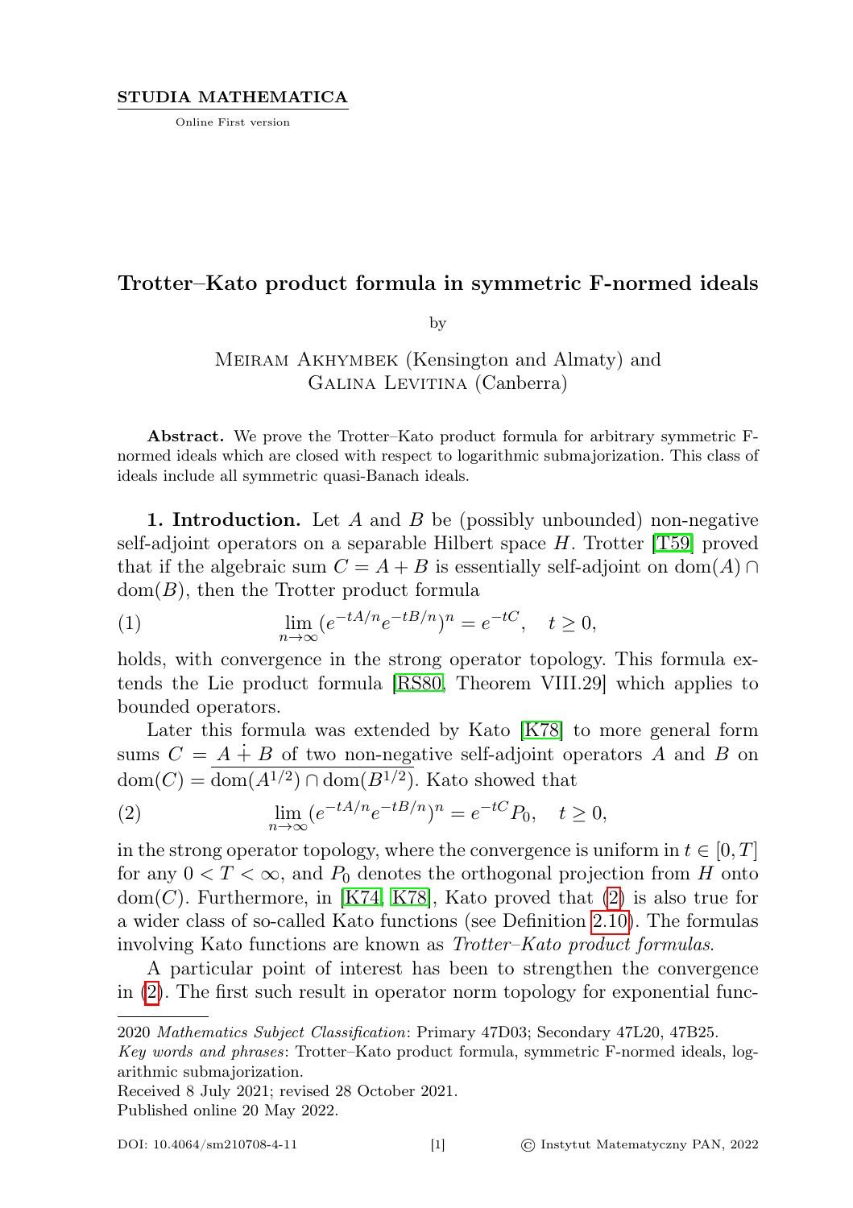STUDIA MATHEMATICA

Online First version

# Trotter–Kato product formula in symmetric F-normed ideals

by

Meiram Akhymbek (Kensington and Almaty) and Galina Levitina (Canberra)

**Abstract.** We prove the Trotter–Kato product formula for arbitrary symmetric F-normed ideals which are closed with respect to logarithmic submajorization. This class of ideals include all symmetric quasi-Banach ideals.

**1. Introduction.** Let $A$ and $B$ be (possibly unbounded) non-negative self-adjoint operators on a separable Hilbert space $H$. Trotter [T59] proved that if the algebraic sum $C = A + B$ is essentially self-adjoint on $\mathrm{dom}(A) \cap \mathrm{dom}(B)$, then the Trotter product formula

$$\lim_{n\to\infty} (e^{-tA/n}e^{-tB/n})^n = e^{-tC}, \quad t \geq 0, \tag{1}$$

holds, with convergence in the strong operator topology. This formula extends the Lie product formula [RS80, Theorem VIII.29] which applies to bounded operators.

Later this formula was extended by Kato [K78] to more general form sums $C = A \dotplus B$ of two non-negative self-adjoint operators $A$ and $B$ on $\mathrm{dom}(C) = \overline{\mathrm{dom}(A^{1/2}) \cap \mathrm{dom}(B^{1/2})}$. Kato showed that

$$\lim_{n\to\infty} (e^{-tA/n}e^{-tB/n})^n = e^{-tC}P_0, \quad t \geq 0, \tag{2}$$

in the strong operator topology, where the convergence is uniform in $t \in [0, T]$ for any $0 < T < \infty$, and $P_0$ denotes the orthogonal projection from $H$ onto $\mathrm{dom}(C)$. Furthermore, in [K74, K78], Kato proved that (2) is also true for a wider class of so-called Kato functions (see Definition 2.10). The formulas involving Kato functions are known as *Trotter–Kato product formulas*.

A particular point of interest has been to strengthen the convergence in (2). The first such result in operator norm topology for exponential func-

---

2020 *Mathematics Subject Classification*: Primary 47D03; Secondary 47L20, 47B25.

*Key words and phrases*: Trotter–Kato product formula, symmetric F-normed ideals, logarithmic submajorization.

Received 8 July 2021; revised 28 October 2021.

Published online 20 May 2022.

DOI: 10.4064/sm210708-4-11 © Instytut Matematyczny PAN, 2022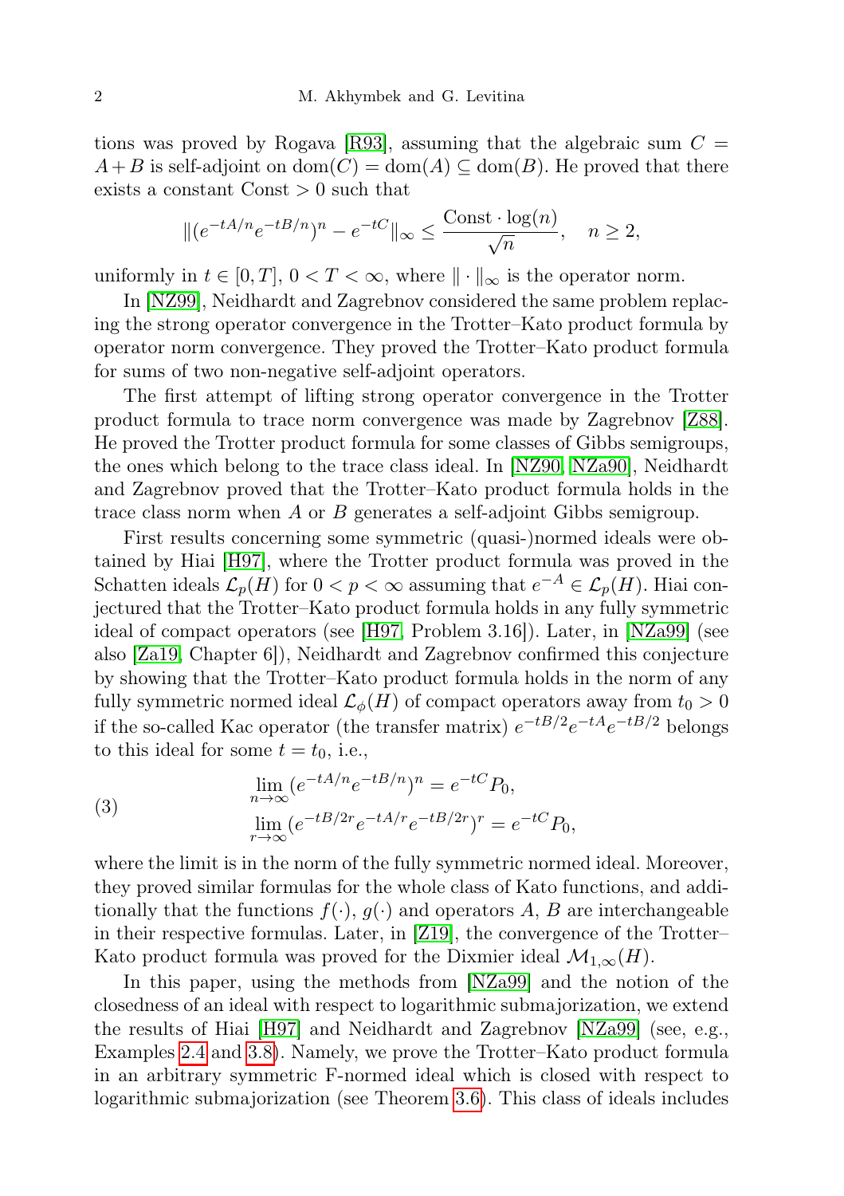tions was proved by Rogava [R93], assuming that the algebraic sum $C = A+B$ is self-adjoint on $\mathrm{dom}(C) = \mathrm{dom}(A) \subseteq \mathrm{dom}(B)$. He proved that there exists a constant Const $> 0$ such that

$$\|(e^{-tA/n}e^{-tB/n})^n - e^{-tC}\|_\infty \leq \frac{\text{Const} \cdot \log(n)}{\sqrt{n}}, \quad n \geq 2,$$

uniformly in $t \in [0,T]$, $0 < T < \infty$, where $\|\cdot\|_\infty$ is the operator norm.

In [NZ99], Neidhardt and Zagrebnov considered the same problem replacing the strong operator convergence in the Trotter–Kato product formula by operator norm convergence. They proved the Trotter–Kato product formula for sums of two non-negative self-adjoint operators.

The first attempt of lifting strong operator convergence in the Trotter product formula to trace norm convergence was made by Zagrebnov [Z88]. He proved the Trotter product formula for some classes of Gibbs semigroups, the ones which belong to the trace class ideal. In [NZ90, NZa90], Neidhardt and Zagrebnov proved that the Trotter–Kato product formula holds in the trace class norm when $A$ or $B$ generates a self-adjoint Gibbs semigroup.

First results concerning some symmetric (quasi-)normed ideals were obtained by Hiai [H97], where the Trotter product formula was proved in the Schatten ideals $\mathcal{L}_p(H)$ for $0 < p < \infty$ assuming that $e^{-A} \in \mathcal{L}_p(H)$. Hiai conjectured that the Trotter–Kato product formula holds in any fully symmetric ideal of compact operators (see [H97, Problem 3.16]). Later, in [NZa99] (see also [Za19, Chapter 6]), Neidhardt and Zagrebnov confirmed this conjecture by showing that the Trotter–Kato product formula holds in the norm of any fully symmetric normed ideal $\mathcal{L}_\phi(H)$ of compact operators away from $t_0 > 0$ if the so-called Kac operator (the transfer matrix) $e^{-tB/2}e^{-tA}e^{-tB/2}$ belongs to this ideal for some $t = t_0$, i.e.,

$$\begin{aligned}
&\lim_{n\to\infty}(e^{-tA/n}e^{-tB/n})^n = e^{-tC}P_0, \\
&\lim_{r\to\infty}(e^{-tB/2r}e^{-tA/r}e^{-tB/2r})^r = e^{-tC}P_0,
\end{aligned} \tag{3}$$

where the limit is in the norm of the fully symmetric normed ideal. Moreover, they proved similar formulas for the whole class of Kato functions, and additionally that the functions $f(\cdot)$, $g(\cdot)$ and operators $A$, $B$ are interchangeable in their respective formulas. Later, in [Z19], the convergence of the Trotter–Kato product formula was proved for the Dixmier ideal $\mathcal{M}_{1,\infty}(H)$.

In this paper, using the methods from [NZa99] and the notion of the closedness of an ideal with respect to logarithmic submajorization, we extend the results of Hiai [H97] and Neidhardt and Zagrebnov [NZa99] (see, e.g., Examples 2.4 and 3.8). Namely, we prove the Trotter–Kato product formula in an arbitrary symmetric F-normed ideal which is closed with respect to logarithmic submajorization (see Theorem 3.6). This class of ideals includes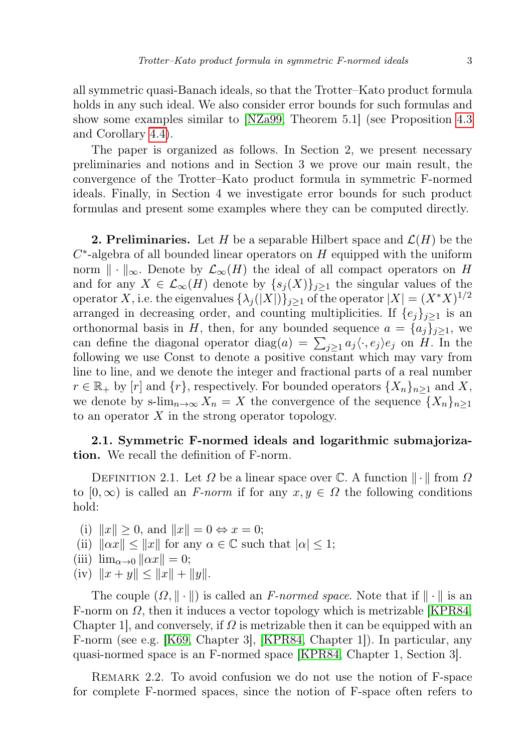all symmetric quasi-Banach ideals, so that the Trotter–Kato product formula holds in any such ideal. We also consider error bounds for such formulas and show some examples similar to [NZa99, Theorem 5.1] (see Proposition 4.3 and Corollary 4.4).

The paper is organized as follows. In Section 2, we present necessary preliminaries and notions and in Section 3 we prove our main result, the convergence of the Trotter–Kato product formula in symmetric F-normed ideals. Finally, in Section 4 we investigate error bounds for such product formulas and present some examples where they can be computed directly.

## 2. Preliminaries.

Let $H$ be a separable Hilbert space and $\mathcal{L}(H)$ be the $C^*$-algebra of all bounded linear operators on $H$ equipped with the uniform norm $\|\cdot\|_\infty$. Denote by $\mathcal{L}_\infty(H)$ the ideal of all compact operators on $H$ and for any $X \in \mathcal{L}_\infty(H)$ denote by $\{s_j(X)\}_{j\geq 1}$ the singular values of the operator $X$, i.e. the eigenvalues $\{\lambda_j(|X|)\}_{j\geq 1}$ of the operator $|X| = (X^*X)^{1/2}$ arranged in decreasing order, and counting multiplicities. If $\{e_j\}_{j\geq 1}$ is an orthonormal basis in $H$, then, for any bounded sequence $a = \{a_j\}_{j\geq 1}$, we can define the diagonal operator $\operatorname{diag}(a) = \sum_{j\geq 1} a_j \langle \cdot, e_j\rangle e_j$ on $H$. In the following we use Const to denote a positive constant which may vary from line to line, and we denote the integer and fractional parts of a real number $r \in \mathbb{R}_+$ by $[r]$ and $\{r\}$, respectively. For bounded operators $\{X_n\}_{n\geq 1}$ and $X$, we denote by $\operatorname{s-lim}_{n\to\infty} X_n = X$ the convergence of the sequence $\{X_n\}_{n\geq 1}$ to an operator $X$ in the strong operator topology.

### 2.1. Symmetric F-normed ideals and logarithmic submajorization.

We recall the definition of F-norm.

Definition 2.1. Let $\Omega$ be a linear space over $\mathbb{C}$. A function $\|\cdot\|$ from $\Omega$ to $[0, \infty)$ is called an *F-norm* if for any $x, y \in \Omega$ the following conditions hold:

- (i) $\|x\| \geq 0$, and $\|x\| = 0 \Leftrightarrow x = 0$;
- (ii) $\|\alpha x\| \leq \|x\|$ for any $\alpha \in \mathbb{C}$ such that $|\alpha| \leq 1$;
- (iii) $\lim_{\alpha\to 0} \|\alpha x\| = 0$;
- (iv) $\|x + y\| \leq \|x\| + \|y\|$.

The couple $(\Omega, \|\cdot\|)$ is called an *F-normed space*. Note that if $\|\cdot\|$ is an F-norm on $\Omega$, then it induces a vector topology which is metrizable [KPR84, Chapter 1], and conversely, if $\Omega$ is metrizable then it can be equipped with an F-norm (see e.g. [K69, Chapter 3], [KPR84, Chapter 1]). In particular, any quasi-normed space is an F-normed space [KPR84, Chapter 1, Section 3].

Remark 2.2. To avoid confusion we do not use the notion of F-space for complete F-normed spaces, since the notion of F-space often refers to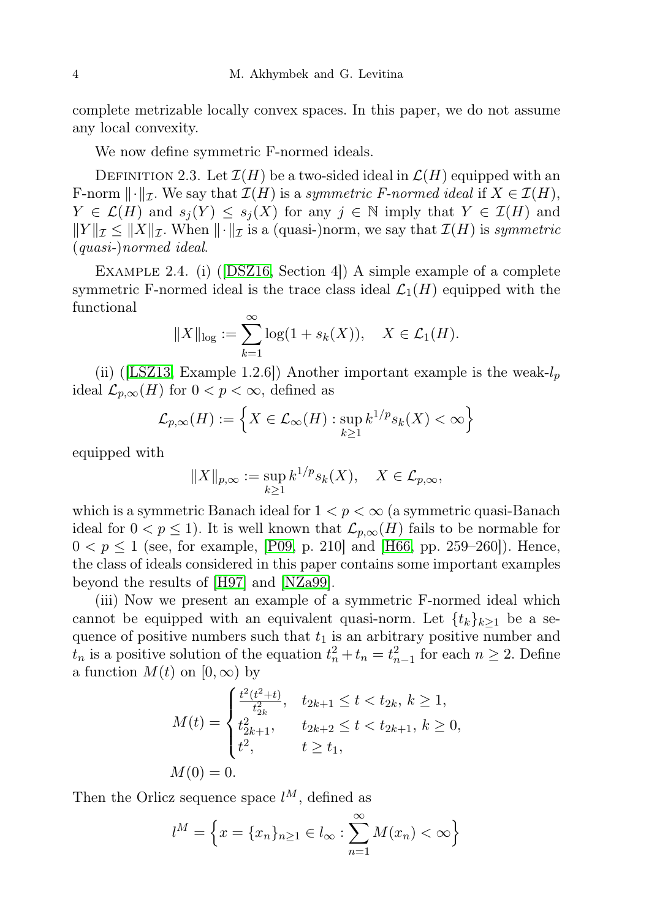complete metrizable locally convex spaces. In this paper, we do not assume any local convexity.

We now define symmetric F-normed ideals.

DEFINITION 2.3. Let $\mathcal{I}(H)$ be a two-sided ideal in $\mathcal{L}(H)$ equipped with an F-norm $\|\cdot\|_{\mathcal{I}}$. We say that $\mathcal{I}(H)$ is a *symmetric F-normed ideal* if $X \in \mathcal{I}(H)$, $Y \in \mathcal{L}(H)$ and $s_j(Y) \leq s_j(X)$ for any $j \in \mathbb{N}$ imply that $Y \in \mathcal{I}(H)$ and $\|Y\|_{\mathcal{I}} \leq \|X\|_{\mathcal{I}}$. When $\|\cdot\|_{\mathcal{I}}$ is a (quasi-)norm, we say that $\mathcal{I}(H)$ is *symmetric (quasi-)normed ideal*.

EXAMPLE 2.4. (i) ([DSZ16, Section 4]) A simple example of a complete symmetric F-normed ideal is the trace class ideal $\mathcal{L}_1(H)$ equipped with the functional

$$\|X\|_{\log} := \sum_{k=1}^{\infty} \log(1 + s_k(X)), \quad X \in \mathcal{L}_1(H).$$

(ii) ([LSZ13, Example 1.2.6]) Another important example is the weak-$l_p$ ideal $\mathcal{L}_{p,\infty}(H)$ for $0 < p < \infty$, defined as

$$\mathcal{L}_{p,\infty}(H) := \Big\{ X \in \mathcal{L}_\infty(H) : \sup_{k \geq 1} k^{1/p} s_k(X) < \infty \Big\}$$

equipped with

$$\|X\|_{p,\infty} := \sup_{k \geq 1} k^{1/p} s_k(X), \quad X \in \mathcal{L}_{p,\infty},$$

which is a symmetric Banach ideal for $1 < p < \infty$ (a symmetric quasi-Banach ideal for $0 < p \leq 1$). It is well known that $\mathcal{L}_{p,\infty}(H)$ fails to be normable for $0 < p \leq 1$ (see, for example, [P09, p. 210] and [H66, pp. 259–260]). Hence, the class of ideals considered in this paper contains some important examples beyond the results of [H97] and [NZa99].

(iii) Now we present an example of a symmetric F-normed ideal which cannot be equipped with an equivalent quasi-norm. Let $\{t_k\}_{k \geq 1}$ be a sequence of positive numbers such that $t_1$ is an arbitrary positive number and $t_n$ is a positive solution of the equation $t_n^2 + t_n = t_{n-1}^2$ for each $n \geq 2$. Define a function $M(t)$ on $[0, \infty)$ by

$$M(t) = \begin{cases} \frac{t^2(t^2+t)}{t_{2k}^2}, & t_{2k+1} \leq t < t_{2k},\ k \geq 1, \\ t_{2k+1}^2, & t_{2k+2} \leq t < t_{2k+1},\ k \geq 0, \\ t^2, & t \geq t_1, \end{cases}$$

$$M(0) = 0.$$

Then the Orlicz sequence space $l^M$, defined as

$$l^M = \Big\{ x = \{x_n\}_{n \geq 1} \in l_\infty : \sum_{n=1}^{\infty} M(x_n) < \infty \Big\}$$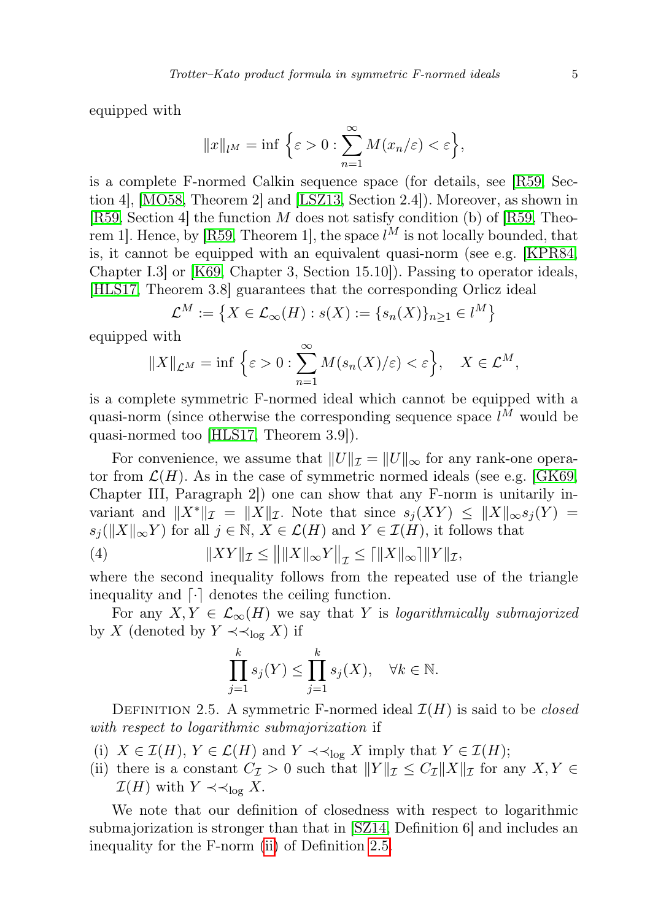equipped with

$$\|x\|_{l^M} = \inf \Big\{ \varepsilon > 0 : \sum_{n=1}^{\infty} M(x_n/\varepsilon) < \varepsilon \Big\},$$

is a complete F-normed Calkin sequence space (for details, see [R59, Section 4], [MO58, Theorem 2] and [LSZ13, Section 2.4]). Moreover, as shown in [R59, Section 4] the function $M$ does not satisfy condition (b) of [R59, Theorem 1]. Hence, by [R59, Theorem 1], the space $l^M$ is not locally bounded, that is, it cannot be equipped with an equivalent quasi-norm (see e.g. [KPR84, Chapter I.3] or [K69, Chapter 3, Section 15.10]). Passing to operator ideals, [HLS17, Theorem 3.8] guarantees that the corresponding Orlicz ideal

$$\mathcal{L}^M := \big\{ X \in \mathcal{L}_\infty(H) : s(X) := \{s_n(X)\}_{n\geq 1} \in l^M \big\}$$

equipped with

$$\|X\|_{\mathcal{L}^M} = \inf \Big\{ \varepsilon > 0 : \sum_{n=1}^{\infty} M(s_n(X)/\varepsilon) < \varepsilon \Big\}, \quad X \in \mathcal{L}^M,$$

is a complete symmetric F-normed ideal which cannot be equipped with a quasi-norm (since otherwise the corresponding sequence space $l^M$ would be quasi-normed too [HLS17, Theorem 3.9]).

For convenience, we assume that $\|U\|_{\mathcal{I}} = \|U\|_\infty$ for any rank-one operator from $\mathcal{L}(H)$. As in the case of symmetric normed ideals (see e.g. [GK69, Chapter III, Paragraph 2]) one can show that any F-norm is unitarily invariant and $\|X^*\|_{\mathcal{I}} = \|X\|_{\mathcal{I}}$. Note that since $s_j(XY) \leq \|X\|_\infty s_j(Y) = s_j(\|X\|_\infty Y)$ for all $j \in \mathbb{N}$, $X \in \mathcal{L}(H)$ and $Y \in \mathcal{I}(H)$, it follows that

$$\|XY\|_{\mathcal{I}} \leq \big\| \|X\|_\infty Y \big\|_{\mathcal{I}} \leq \lceil \|X\|_\infty \rceil \|Y\|_{\mathcal{I}}, \tag{4}$$

where the second inequality follows from the repeated use of the triangle inequality and $\lceil\cdot\rceil$ denotes the ceiling function.

For any $X, Y \in \mathcal{L}_\infty(H)$ we say that $Y$ is *logarithmically submajorized* by $X$ (denoted by $Y \prec\prec_{\log} X$) if

$$\prod_{j=1}^{k} s_j(Y) \leq \prod_{j=1}^{k} s_j(X), \quad \forall k \in \mathbb{N}.$$

Definition 2.5. *A symmetric F-normed ideal $\mathcal{I}(H)$ is said to be closed with respect to logarithmic submajorization if*

(i) *$X \in \mathcal{I}(H)$, $Y \in \mathcal{L}(H)$ and $Y \prec\prec_{\log} X$ imply that $Y \in \mathcal{I}(H)$;*
(ii) *there is a constant $C_{\mathcal{I}} > 0$ such that $\|Y\|_{\mathcal{I}} \leq C_{\mathcal{I}} \|X\|_{\mathcal{I}}$ for any $X, Y \in \mathcal{I}(H)$ with $Y \prec\prec_{\log} X$.*

We note that our definition of closedness with respect to logarithmic submajorization is stronger than that in [SZ14, Definition 6] and includes an inequality for the F-norm (ii) of Definition 2.5.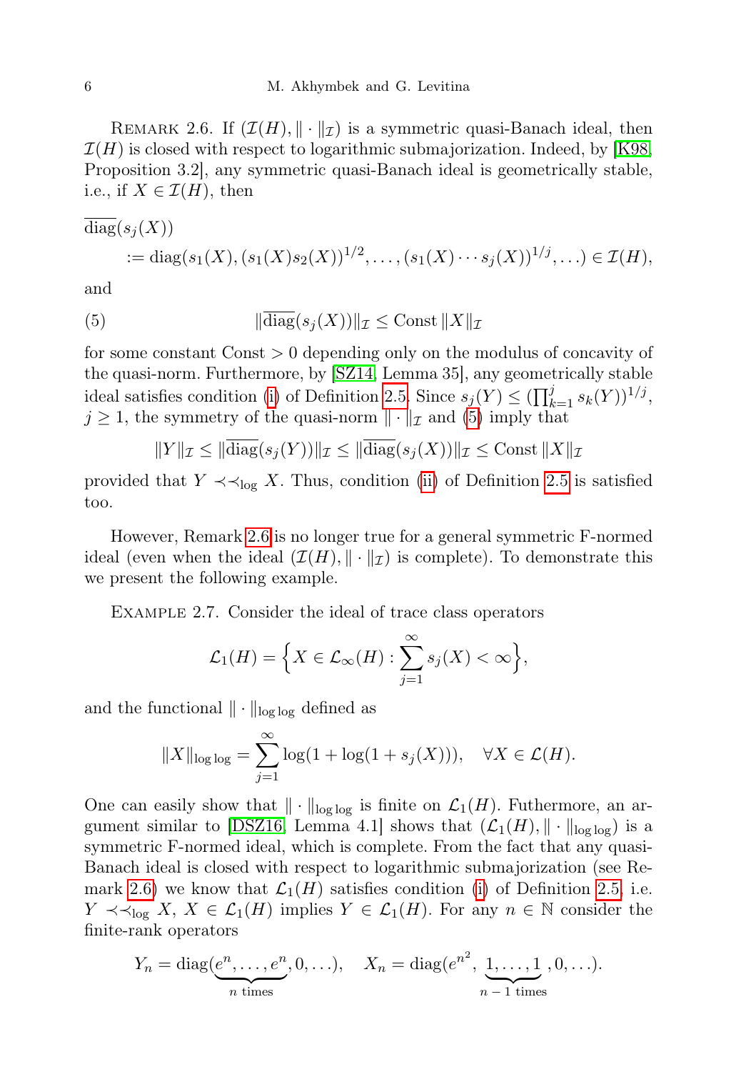Remark 2.6. If $(\mathcal{I}(H), \|\cdot\|_{\mathcal{I}})$ is a symmetric quasi-Banach ideal, then $\mathcal{I}(H)$ is closed with respect to logarithmic submajorization. Indeed, by [K98, Proposition 3.2], any symmetric quasi-Banach ideal is geometrically stable, i.e., if $X \in \mathcal{I}(H)$, then

$$\overline{\operatorname{diag}}(s_j(X)) := \operatorname{diag}(s_1(X), (s_1(X)s_2(X))^{1/2}, \ldots, (s_1(X)\cdots s_j(X))^{1/j}, \ldots) \in \mathcal{I}(H),$$

and

$$\|\overline{\operatorname{diag}}(s_j(X))\|_{\mathcal{I}} \leq \text{Const}\, \|X\|_{\mathcal{I}} \tag{5}$$

for some constant $\text{Const} > 0$ depending only on the modulus of concavity of the quasi-norm. Furthermore, by [SZ14, Lemma 35], any geometrically stable ideal satisfies condition (i) of Definition 2.5. Since $s_j(Y) \leq (\prod_{k=1}^{j} s_k(Y))^{1/j}$, $j \geq 1$, the symmetry of the quasi-norm $\|\cdot\|_{\mathcal{I}}$ and (5) imply that

$$\|Y\|_{\mathcal{I}} \leq \|\overline{\operatorname{diag}}(s_j(Y))\|_{\mathcal{I}} \leq \|\overline{\operatorname{diag}}(s_j(X))\|_{\mathcal{I}} \leq \text{Const}\, \|X\|_{\mathcal{I}}$$

provided that $Y \prec\prec_{\log} X$. Thus, condition (ii) of Definition 2.5 is satisfied too.

However, Remark 2.6 is no longer true for a general symmetric F-normed ideal (even when the ideal $(\mathcal{I}(H), \|\cdot\|_{\mathcal{I}})$ is complete). To demonstrate this we present the following example.

Example 2.7. Consider the ideal of trace class operators

$$\mathcal{L}_1(H) = \Big\{ X \in \mathcal{L}_\infty(H) : \sum_{j=1}^{\infty} s_j(X) < \infty \Big\},$$

and the functional $\|\cdot\|_{\log\log}$ defined as

$$\|X\|_{\log\log} = \sum_{j=1}^{\infty} \log(1 + \log(1 + s_j(X))), \quad \forall X \in \mathcal{L}(H).$$

One can easily show that $\|\cdot\|_{\log\log}$ is finite on $\mathcal{L}_1(H)$. Futhermore, an argument similar to [DSZ16, Lemma 4.1] shows that $(\mathcal{L}_1(H), \|\cdot\|_{\log\log})$ is a symmetric F-normed ideal, which is complete. From the fact that any quasi-Banach ideal is closed with respect to logarithmic submajorization (see Remark 2.6) we know that $\mathcal{L}_1(H)$ satisfies condition (i) of Definition 2.5, i.e. $Y \prec\prec_{\log} X$, $X \in \mathcal{L}_1(H)$ implies $Y \in \mathcal{L}_1(H)$. For any $n \in \mathbb{N}$ consider the finite-rank operators

$$Y_n = \operatorname{diag}(\underbrace{e^n, \ldots, e^n}_{n \text{ times}}, 0, \ldots), \quad X_n = \operatorname{diag}(e^{n^2}, \underbrace{1, \ldots, 1}_{n-1 \text{ times}}, 0, \ldots).$$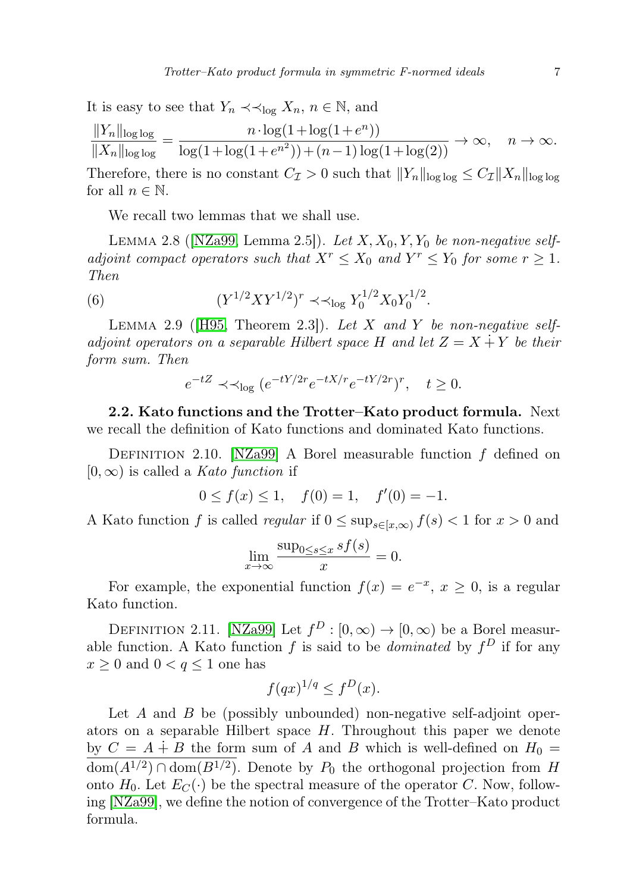It is easy to see that $Y_n \prec\prec_{\log} X_n$, $n \in \mathbb{N}$, and

$$\frac{\|Y_n\|_{\log\log}}{\|X_n\|_{\log\log}} = \frac{n \cdot \log(1+\log(1+e^n))}{\log(1+\log(1+e^{n^2}))+(n-1)\log(1+\log(2))} \to \infty, \quad n \to \infty.$$

Therefore, there is no constant $C_{\mathcal{I}} > 0$ such that $\|Y_n\|_{\log\log} \le C_{\mathcal{I}} \|X_n\|_{\log\log}$ for all $n \in \mathbb{N}$.

We recall two lemmas that we shall use.

Lemma 2.8 ([NZa99, Lemma 2.5]). *Let $X, X_0, Y, Y_0$ be non-negative self-adjoint compact operators such that $X^r \le X_0$ and $Y^r \le Y_0$ for some $r \ge 1$. Then*

$$(Y^{1/2} X Y^{1/2})^r \prec\prec_{\log} Y_0^{1/2} X_0 Y_0^{1/2}. \tag{6}$$

Lemma 2.9 ([H95, Theorem 2.3]). *Let $X$ and $Y$ be non-negative self-adjoint operators on a separable Hilbert space $H$ and let $Z = X \dot{+} Y$ be their form sum. Then*

$$e^{-tZ} \prec\prec_{\log} (e^{-tY/2r} e^{-tX/r} e^{-tY/2r})^r, \quad t \ge 0.$$

**2.2. Kato functions and the Trotter–Kato product formula.** Next we recall the definition of Kato functions and dominated Kato functions.

Definition 2.10. [NZa99] A Borel measurable function $f$ defined on $[0, \infty)$ is called a *Kato function* if

$$0 \le f(x) \le 1, \quad f(0) = 1, \quad f'(0) = -1.$$

A Kato function $f$ is called *regular* if $0 \le \sup_{s \in [x,\infty)} f(s) < 1$ for $x > 0$ and

$$\lim_{x \to \infty} \frac{\sup_{0 \le s \le x} s f(s)}{x} = 0.$$

For example, the exponential function $f(x) = e^{-x}$, $x \ge 0$, is a regular Kato function.

Definition 2.11. [NZa99] Let $f^D : [0, \infty) \to [0, \infty)$ be a Borel measurable function. A Kato function $f$ is said to be *dominated* by $f^D$ if for any $x \ge 0$ and $0 < q \le 1$ one has

$$f(qx)^{1/q} \le f^D(x).$$

Let $A$ and $B$ be (possibly unbounded) non-negative self-adjoint operators on a separable Hilbert space $H$. Throughout this paper we denote by $C = A \dot{+} B$ the form sum of $A$ and $B$ which is well-defined on $H_0 = \overline{\operatorname{dom}(A^{1/2}) \cap \operatorname{dom}(B^{1/2})}$. Denote by $P_0$ the orthogonal projection from $H$ onto $H_0$. Let $E_C(\cdot)$ be the spectral measure of the operator $C$. Now, following [NZa99], we define the notion of convergence of the Trotter–Kato product formula.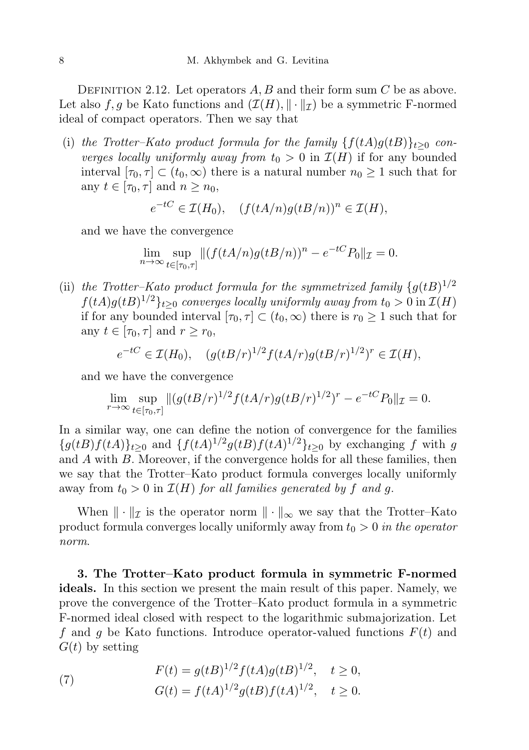Definition 2.12. Let operators $A, B$ and their form sum $C$ be as above. Let also $f, g$ be Kato functions and $(\mathcal{I}(H), \|\cdot\|_{\mathcal{I}})$ be a symmetric F-normed ideal of compact operators. Then we say that

(i) *the Trotter–Kato product formula for the family* $\{f(tA)g(tB)\}_{t\geq 0}$ *converges locally uniformly away from* $t_0 > 0$ in $\mathcal{I}(H)$ if for any bounded interval $[\tau_0, \tau] \subset (t_0, \infty)$ there is a natural number $n_0 \geq 1$ such that for any $t \in [\tau_0, \tau]$ and $n \geq n_0$,

$$e^{-tC} \in \mathcal{I}(H_0), \quad (f(tA/n)g(tB/n))^n \in \mathcal{I}(H),$$

and we have the convergence

$$\lim_{n\to\infty} \sup_{t\in[\tau_0,\tau]} \|(f(tA/n)g(tB/n))^n - e^{-tC}P_0\|_{\mathcal{I}} = 0.$$

(ii) *the Trotter–Kato product formula for the symmetrized family* $\{g(tB)^{1/2} f(tA)g(tB)^{1/2}\}_{t\geq 0}$ *converges locally uniformly away from* $t_0 > 0$ in $\mathcal{I}(H)$ if for any bounded interval $[\tau_0, \tau] \subset (t_0, \infty)$ there is $r_0 \geq 1$ such that for any $t \in [\tau_0, \tau]$ and $r \geq r_0$,

$$e^{-tC} \in \mathcal{I}(H_0), \quad (g(tB/r)^{1/2} f(tA/r)g(tB/r)^{1/2})^r \in \mathcal{I}(H),$$

and we have the convergence

$$\lim_{r\to\infty} \sup_{t\in[\tau_0,\tau]} \|(g(tB/r)^{1/2} f(tA/r)g(tB/r)^{1/2})^r - e^{-tC}P_0\|_{\mathcal{I}} = 0.$$

In a similar way, one can define the notion of convergence for the families $\{g(tB)f(tA)\}_{t\geq 0}$ and $\{f(tA)^{1/2}g(tB)f(tA)^{1/2}\}_{t\geq 0}$ by exchanging $f$ with $g$ and $A$ with $B$. Moreover, if the convergence holds for all these families, then we say that the Trotter–Kato product formula converges locally uniformly away from $t_0 > 0$ in $\mathcal{I}(H)$ *for all families generated by* $f$ *and* $g$.

When $\|\cdot\|_{\mathcal{I}}$ is the operator norm $\|\cdot\|_\infty$ we say that the Trotter–Kato product formula converges locally uniformly away from $t_0 > 0$ *in the operator norm*.

## 3. The Trotter–Kato product formula in symmetric F-normed ideals.

In this section we present the main result of this paper. Namely, we prove the convergence of the Trotter–Kato product formula in a symmetric F-normed ideal closed with respect to the logarithmic submajorization. Let $f$ and $g$ be Kato functions. Introduce operator-valued functions $F(t)$ and $G(t)$ by setting

$$F(t) = g(tB)^{1/2} f(tA)g(tB)^{1/2}, \quad t \geq 0, \tag{7}$$
$$G(t) = f(tA)^{1/2} g(tB)f(tA)^{1/2}, \quad t \geq 0.$$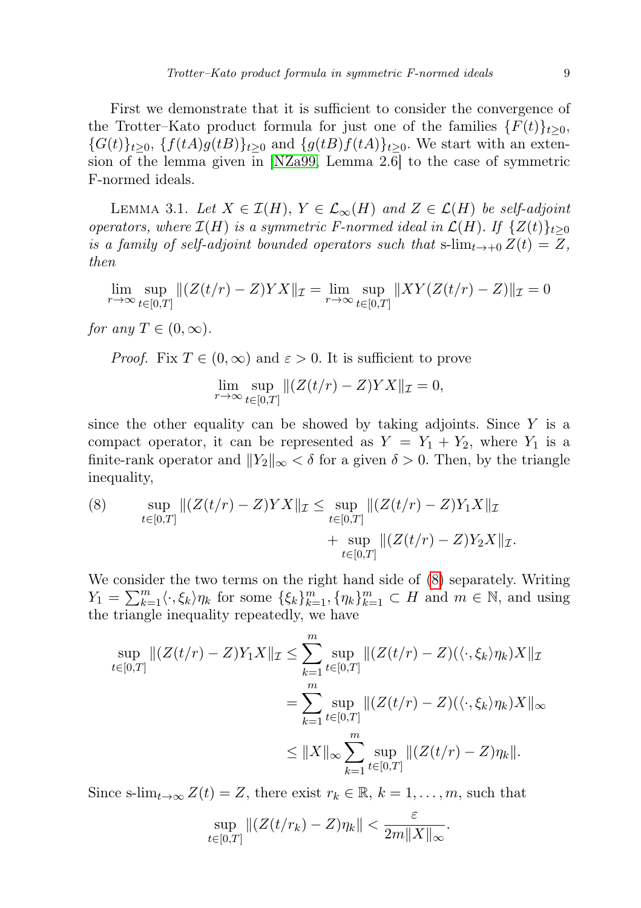First we demonstrate that it is sufficient to consider the convergence of the Trotter–Kato product formula for just one of the families $\{F(t)\}_{t\geq 0}$, $\{G(t)\}_{t\geq 0}$, $\{f(tA)g(tB)\}_{t\geq 0}$ and $\{g(tB)f(tA)\}_{t\geq 0}$. We start with an extension of the lemma given in [NZa99, Lemma 2.6] to the case of symmetric F-normed ideals.

Lemma 3.1. *Let $X \in \mathcal{I}(H)$, $Y \in \mathcal{L}_\infty(H)$ and $Z \in \mathcal{L}(H)$ be self-adjoint operators, where $\mathcal{I}(H)$ is a symmetric F-normed ideal in $\mathcal{L}(H)$. If $\{Z(t)\}_{t\geq 0}$ is a family of self-adjoint bounded operators such that* $\text{s-lim}_{t\to+0} Z(t) = Z$, *then*

$$\lim_{r\to\infty} \sup_{t\in[0,T]} \|(Z(t/r) - Z)YX\|_{\mathcal{I}} = \lim_{r\to\infty} \sup_{t\in[0,T]} \|XY(Z(t/r) - Z)\|_{\mathcal{I}} = 0$$

*for any $T \in (0,\infty)$.*

*Proof.* Fix $T \in (0,\infty)$ and $\varepsilon > 0$. It is sufficient to prove

$$\lim_{r\to\infty} \sup_{t\in[0,T]} \|(Z(t/r) - Z)YX\|_{\mathcal{I}} = 0,$$

since the other equality can be showed by taking adjoints. Since $Y$ is a compact operator, it can be represented as $Y = Y_1 + Y_2$, where $Y_1$ is a finite-rank operator and $\|Y_2\|_\infty < \delta$ for a given $\delta > 0$. Then, by the triangle inequality,

$$\sup_{t\in[0,T]} \|(Z(t/r) - Z)YX\|_{\mathcal{I}} \leq \sup_{t\in[0,T]} \|(Z(t/r) - Z)Y_1X\|_{\mathcal{I}} + \sup_{t\in[0,T]} \|(Z(t/r) - Z)Y_2X\|_{\mathcal{I}}. \tag{8}$$

We consider the two terms on the right hand side of (8) separately. Writing $Y_1 = \sum_{k=1}^m \langle\cdot,\xi_k\rangle\eta_k$ for some $\{\xi_k\}_{k=1}^m, \{\eta_k\}_{k=1}^m \subset H$ and $m \in \mathbb{N}$, and using the triangle inequality repeatedly, we have

$$\begin{aligned}
\sup_{t\in[0,T]} \|(Z(t/r) - Z)Y_1X\|_{\mathcal{I}} &\leq \sum_{k=1}^m \sup_{t\in[0,T]} \|(Z(t/r) - Z)(\langle\cdot,\xi_k\rangle\eta_k)X\|_{\mathcal{I}} \\
&= \sum_{k=1}^m \sup_{t\in[0,T]} \|(Z(t/r) - Z)(\langle\cdot,\xi_k\rangle\eta_k)X\|_\infty \\
&\leq \|X\|_\infty \sum_{k=1}^m \sup_{t\in[0,T]} \|(Z(t/r) - Z)\eta_k\|.
\end{aligned}$$

Since $\text{s-lim}_{t\to\infty} Z(t) = Z$, there exist $r_k \in \mathbb{R}$, $k = 1,\ldots,m$, such that

$$\sup_{t\in[0,T]} \|(Z(t/r_k) - Z)\eta_k\| < \frac{\varepsilon}{2m\|X\|_\infty}.$$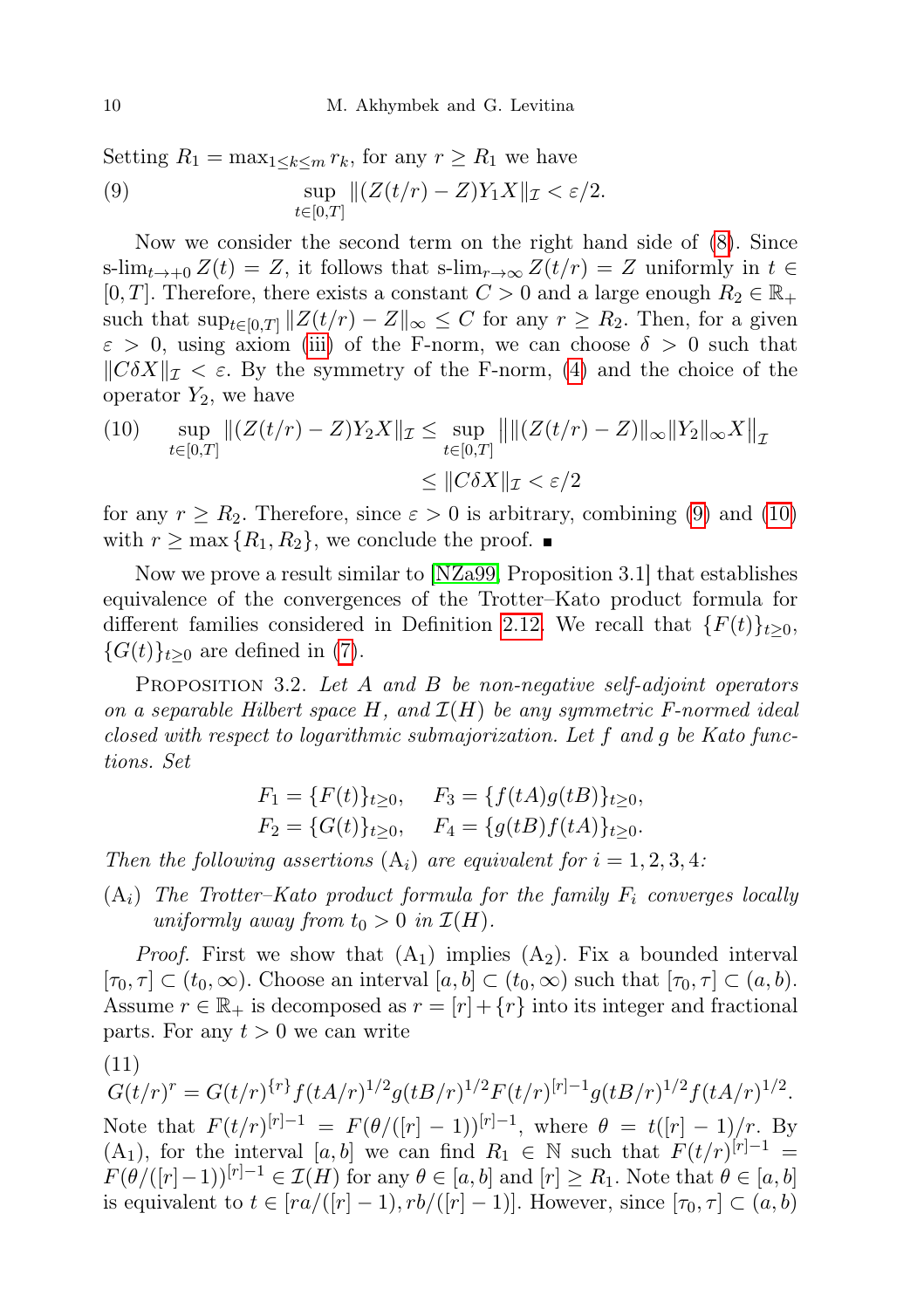Setting $R_1 = \max_{1\le k\le m} r_k$, for any $r \ge R_1$ we have

$$\sup_{t\in[0,T]} \|(Z(t/r) - Z)Y_1X\|_{\mathcal{I}} < \varepsilon/2. \tag{9}$$

Now we consider the second term on the right hand side of (8). Since $\text{s-lim}_{t\to+0} Z(t) = Z$, it follows that $\text{s-lim}_{r\to\infty} Z(t/r) = Z$ uniformly in $t \in [0,T]$. Therefore, there exists a constant $C > 0$ and a large enough $R_2 \in \mathbb{R}_+$ such that $\sup_{t\in[0,T]} \|Z(t/r) - Z\|_\infty \le C$ for any $r \ge R_2$. Then, for a given $\varepsilon > 0$, using axiom (iii) of the F-norm, we can choose $\delta > 0$ such that $\|C\delta X\|_{\mathcal{I}} < \varepsilon$. By the symmetry of the F-norm, (4) and the choice of the operator $Y_2$, we have

$$\begin{aligned}\sup_{t\in[0,T]} \|(Z(t/r) - Z)Y_2X\|_{\mathcal{I}} &\le \sup_{t\in[0,T]} \big\|\|(Z(t/r) - Z)\|_\infty \|Y_2\|_\infty X\big\|_{\mathcal{I}} \\ &\le \|C\delta X\|_{\mathcal{I}} < \varepsilon/2\end{aligned} \tag{10}$$

for any $r \ge R_2$. Therefore, since $\varepsilon > 0$ is arbitrary, combining (9) and (10) with $r \ge \max\{R_1, R_2\}$, we conclude the proof. ∎

Now we prove a result similar to [NZa99, Proposition 3.1] that establishes equivalence of the convergences of the Trotter–Kato product formula for different families considered in Definition 2.12. We recall that $\{F(t)\}_{t\ge0}$, $\{G(t)\}_{t\ge0}$ are defined in (7).

Proposition 3.2. *Let $A$ and $B$ be non-negative self-adjoint operators on a separable Hilbert space $H$, and $\mathcal{I}(H)$ be any symmetric F-normed ideal closed with respect to logarithmic submajorization. Let $f$ and $g$ be Kato functions. Set*

$$F_1 = \{F(t)\}_{t\ge0}, \quad F_3 = \{f(tA)g(tB)\}_{t\ge0},$$
$$F_2 = \{G(t)\}_{t\ge0}, \quad F_4 = \{g(tB)f(tA)\}_{t\ge0}.$$

*Then the following assertions* $(\mathrm{A}_i)$ *are equivalent for* $i = 1, 2, 3, 4$*:*

$(\mathrm{A}_i)$ *The Trotter–Kato product formula for the family $F_i$ converges locally uniformly away from $t_0 > 0$ in $\mathcal{I}(H)$.*

*Proof.* First we show that $(\mathrm{A}_1)$ implies $(\mathrm{A}_2)$. Fix a bounded interval $[\tau_0, \tau] \subset (t_0, \infty)$. Choose an interval $[a, b] \subset (t_0, \infty)$ such that $[\tau_0, \tau] \subset (a, b)$. Assume $r \in \mathbb{R}_+$ is decomposed as $r = [r] + \{r\}$ into its integer and fractional parts. For any $t > 0$ we can write

$$G(t/r)^r = G(t/r)^{\{r\}} f(tA/r)^{1/2} g(tB/r)^{1/2} F(t/r)^{[r]-1} g(tB/r)^{1/2} f(tA/r)^{1/2}. \tag{11}$$

Note that $F(t/r)^{[r]-1} = F(\theta/([r]-1))^{[r]-1}$, where $\theta = t([r]-1)/r$. By $(\mathrm{A}_1)$, for the interval $[a, b]$ we can find $R_1 \in \mathbb{N}$ such that $F(t/r)^{[r]-1} = F(\theta/([r]-1))^{[r]-1} \in \mathcal{I}(H)$ for any $\theta \in [a, b]$ and $[r] \ge R_1$. Note that $\theta \in [a, b]$ is equivalent to $t \in [ra/([r]-1), rb/([r]-1)]$. However, since $[\tau_0, \tau] \subset (a, b)$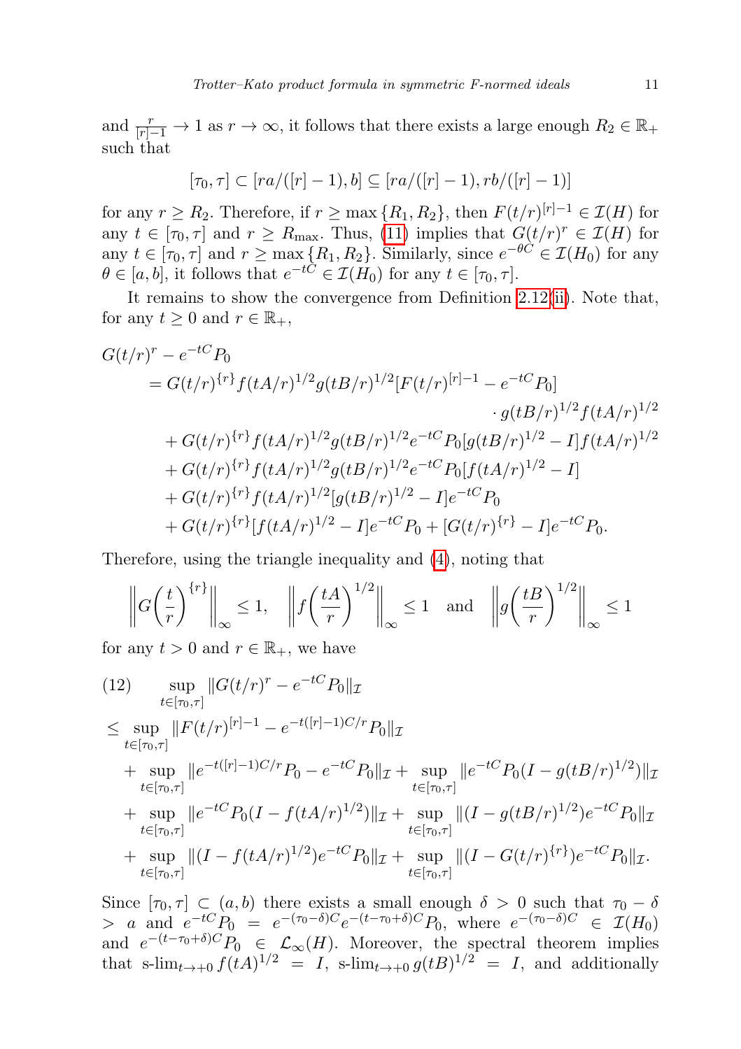and $\frac{r}{[r]-1} \to 1$ as $r \to \infty$, it follows that there exists a large enough $R_2 \in \mathbb{R}_+$ such that

$$[\tau_0, \tau] \subset [ra/([r]-1), b] \subseteq [ra/([r]-1), rb/([r]-1)]$$

for any $r \geq R_2$. Therefore, if $r \geq \max\{R_1, R_2\}$, then $F(t/r)^{[r]-1} \in \mathcal{I}(H)$ for any $t \in [\tau_0, \tau]$ and $r \geq R_{\max}$. Thus, (11) implies that $G(t/r)^r \in \mathcal{I}(H)$ for any $t \in [\tau_0, \tau]$ and $r \geq \max\{R_1, R_2\}$. Similarly, since $e^{-\theta C} \in \mathcal{I}(H_0)$ for any $\theta \in [a, b]$, it follows that $e^{-tC} \in \mathcal{I}(H_0)$ for any $t \in [\tau_0, \tau]$.

It remains to show the convergence from Definition 2.12(ii). Note that, for any $t \geq 0$ and $r \in \mathbb{R}_+$,

$$\begin{aligned}
G(t/r)^r - e^{-tC}P_0 &\\
= G(t/r)^{\{r\}} & f(tA/r)^{1/2} g(tB/r)^{1/2} [F(t/r)^{[r]-1} - e^{-tC}P_0] \\
&\cdot g(tB/r)^{1/2} f(tA/r)^{1/2} \\
+ G(t/r)^{\{r\}} & f(tA/r)^{1/2} g(tB/r)^{1/2} e^{-tC}P_0 [g(tB/r)^{1/2} - I] f(tA/r)^{1/2} \\
+ G(t/r)^{\{r\}} & f(tA/r)^{1/2} g(tB/r)^{1/2} e^{-tC}P_0 [f(tA/r)^{1/2} - I] \\
+ G(t/r)^{\{r\}} & f(tA/r)^{1/2} [g(tB/r)^{1/2} - I] e^{-tC}P_0 \\
+ G(t/r)^{\{r\}} & [f(tA/r)^{1/2} - I] e^{-tC}P_0 + [G(t/r)^{\{r\}} - I] e^{-tC}P_0.
\end{aligned}$$

Therefore, using the triangle inequality and (4), noting that

$$\left\| G\left(\frac{t}{r}\right)^{\{r\}} \right\|_\infty \leq 1, \quad \left\| f\left(\frac{tA}{r}\right)^{1/2} \right\|_\infty \leq 1 \quad \text{and} \quad \left\| g\left(\frac{tB}{r}\right)^{1/2} \right\|_\infty \leq 1$$

for any $t > 0$ and $r \in \mathbb{R}_+$, we have

$$\begin{aligned}
(12) \qquad & \sup_{t \in [\tau_0, \tau]} \|G(t/r)^r - e^{-tC}P_0\|_{\mathcal{I}} \\
\leq & \sup_{t \in [\tau_0, \tau]} \|F(t/r)^{[r]-1} - e^{-t([r]-1)C/r}P_0\|_{\mathcal{I}} \\
& + \sup_{t \in [\tau_0, \tau]} \|e^{-t([r]-1)C/r}P_0 - e^{-tC}P_0\|_{\mathcal{I}} + \sup_{t \in [\tau_0, \tau]} \|e^{-tC}P_0(I - g(tB/r)^{1/2})\|_{\mathcal{I}} \\
& + \sup_{t \in [\tau_0, \tau]} \|e^{-tC}P_0(I - f(tA/r)^{1/2})\|_{\mathcal{I}} + \sup_{t \in [\tau_0, \tau]} \|(I - g(tB/r)^{1/2})e^{-tC}P_0\|_{\mathcal{I}} \\
& + \sup_{t \in [\tau_0, \tau]} \|(I - f(tA/r)^{1/2})e^{-tC}P_0\|_{\mathcal{I}} + \sup_{t \in [\tau_0, \tau]} \|(I - G(t/r)^{\{r\}})e^{-tC}P_0\|_{\mathcal{I}}.
\end{aligned}$$

Since $[\tau_0, \tau] \subset (a, b)$ there exists a small enough $\delta > 0$ such that $\tau_0 - \delta > a$ and $e^{-tC}P_0 = e^{-(\tau_0-\delta)C} e^{-(t-\tau_0+\delta)C}P_0$, where $e^{-(\tau_0-\delta)C} \in \mathcal{I}(H_0)$ and $e^{-(t-\tau_0+\delta)C}P_0 \in \mathcal{L}_\infty(H)$. Moreover, the spectral theorem implies that $\text{s-lim}_{t\to+0} f(tA)^{1/2} = I$, $\text{s-lim}_{t\to+0} g(tB)^{1/2} = I$, and additionally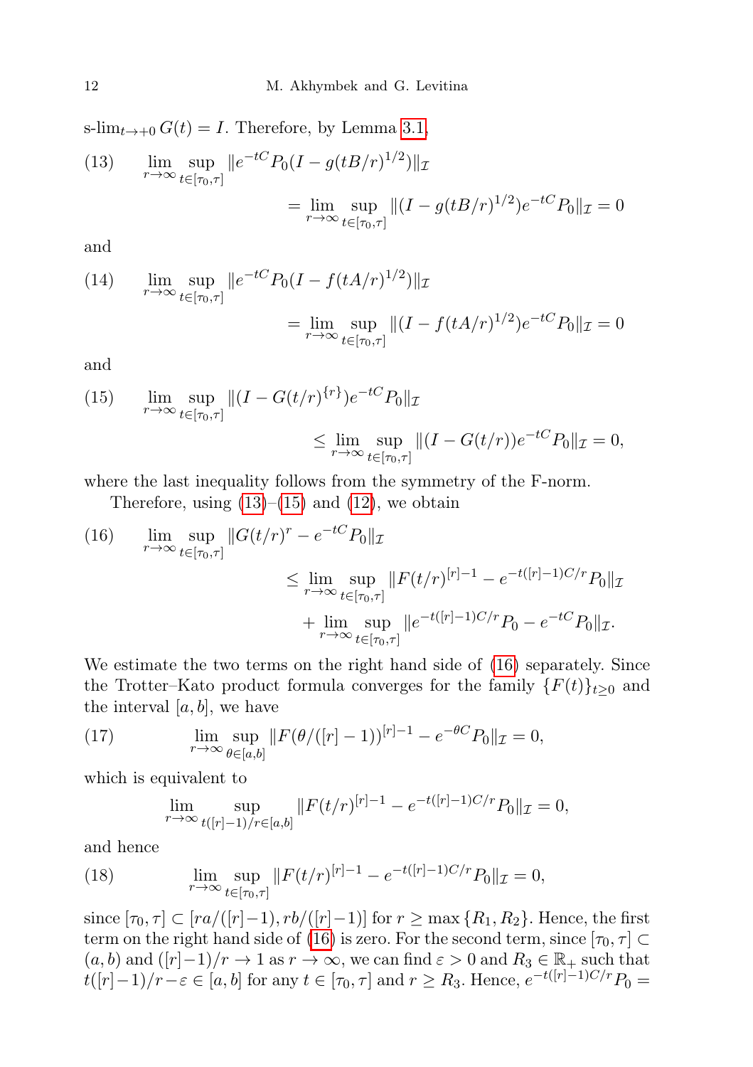s-$\lim_{t\to+0} G(t) = I$. Therefore, by Lemma 3.1,

$$
\begin{aligned}
(13)\qquad \lim_{r\to\infty} \sup_{t\in[\tau_0,\tau]} \|e^{-tC}P_0(I-g(tB/r)^{1/2})\|_{\mathcal{I}} \\
= \lim_{r\to\infty} \sup_{t\in[\tau_0,\tau]} \|(I-g(tB/r)^{1/2})e^{-tC}P_0\|_{\mathcal{I}} = 0
\end{aligned}
$$

and

$$
\begin{aligned}
(14)\qquad \lim_{r\to\infty} \sup_{t\in[\tau_0,\tau]} \|e^{-tC}P_0(I-f(tA/r)^{1/2})\|_{\mathcal{I}} \\
= \lim_{r\to\infty} \sup_{t\in[\tau_0,\tau]} \|(I-f(tA/r)^{1/2})e^{-tC}P_0\|_{\mathcal{I}} = 0
\end{aligned}
$$

and

$$
\begin{aligned}
(15)\qquad \lim_{r\to\infty} \sup_{t\in[\tau_0,\tau]} \|(I-G(t/r)^{\{r\}})e^{-tC}P_0\|_{\mathcal{I}} \\
\le \lim_{r\to\infty} \sup_{t\in[\tau_0,\tau]} \|(I-G(t/r))e^{-tC}P_0\|_{\mathcal{I}} = 0,
\end{aligned}
$$

where the last inequality follows from the symmetry of the F-norm.

Therefore, using (13)–(15) and (12), we obtain

$$
\begin{aligned}
(16)\qquad \lim_{r\to\infty} \sup_{t\in[\tau_0,\tau]} \|G(t/r)^r - e^{-tC}P_0\|_{\mathcal{I}} \\
\le \lim_{r\to\infty} \sup_{t\in[\tau_0,\tau]} \|F(t/r)^{[r]-1} - e^{-t([r]-1)C/r}P_0\|_{\mathcal{I}} \\
+ \lim_{r\to\infty} \sup_{t\in[\tau_0,\tau]} \|e^{-t([r]-1)C/r}P_0 - e^{-tC}P_0\|_{\mathcal{I}}.
\end{aligned}
$$

We estimate the two terms on the right hand side of (16) separately. Since the Trotter–Kato product formula converges for the family $\{F(t)\}_{t\ge0}$ and the interval $[a,b]$, we have

$$
(17)\qquad \lim_{r\to\infty} \sup_{\theta\in[a,b]} \|F(\theta/([r]-1))^{[r]-1} - e^{-\theta C}P_0\|_{\mathcal{I}} = 0,
$$

which is equivalent to

$$
\lim_{r\to\infty} \sup_{t([r]-1)/r\in[a,b]} \|F(t/r)^{[r]-1} - e^{-t([r]-1)C/r}P_0\|_{\mathcal{I}} = 0,
$$

and hence

$$
(18)\qquad \lim_{r\to\infty} \sup_{t\in[\tau_0,\tau]} \|F(t/r)^{[r]-1} - e^{-t([r]-1)C/r}P_0\|_{\mathcal{I}} = 0,
$$

since $[\tau_0,\tau]\subset[ra/([r]-1), rb/([r]-1)]$ for $r\ge\max\{R_1,R_2\}$. Hence, the first term on the right hand side of (16) is zero. For the second term, since $[\tau_0,\tau]\subset(a,b)$ and $([r]-1)/r\to1$ as $r\to\infty$, we can find $\varepsilon>0$ and $R_3\in\mathbb{R}_+$ such that $t([r]-1)/r-\varepsilon\in[a,b]$ for any $t\in[\tau_0,\tau]$ and $r\ge R_3$. Hence, $e^{-t([r]-1)C/r}P_0 =$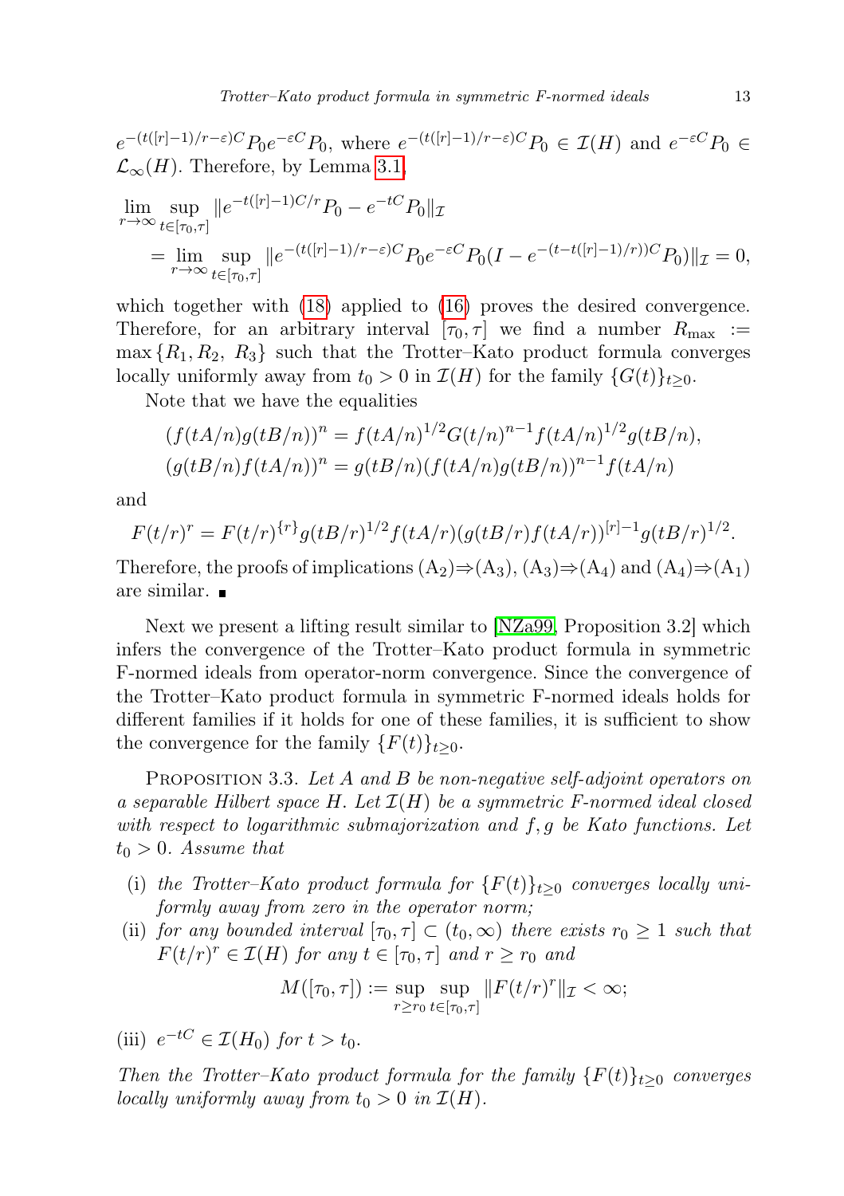$e^{-(t([r]-1)/r-\varepsilon)C}P_0 e^{-\varepsilon C}P_0$, where $e^{-(t([r]-1)/r-\varepsilon)C}P_0 \in \mathcal{I}(H)$ and $e^{-\varepsilon C}P_0 \in \mathcal{L}_\infty(H)$. Therefore, by Lemma 3.1,

$$
\begin{aligned}
&\lim_{r\to\infty} \sup_{t\in[\tau_0,\tau]} \|e^{-t([r]-1)C/r}P_0 - e^{-tC}P_0\|_{\mathcal{I}} \\
&\quad = \lim_{r\to\infty} \sup_{t\in[\tau_0,\tau]} \|e^{-(t([r]-1)/r-\varepsilon)C}P_0 e^{-\varepsilon C}P_0 (I - e^{-(t-t([r]-1)/r))C}P_0)\|_{\mathcal{I}} = 0,
\end{aligned}
$$

which together with (18) applied to (16) proves the desired convergence. Therefore, for an arbitrary interval $[\tau_0, \tau]$ we find a number $R_{\max} := \max\{R_1, R_2, R_3\}$ such that the Trotter–Kato product formula converges locally uniformly away from $t_0 > 0$ in $\mathcal{I}(H)$ for the family $\{G(t)\}_{t\geq 0}$.

Note that we have the equalities

$$
\begin{aligned}
(f(tA/n)g(tB/n))^n &= f(tA/n)^{1/2} G(t/n)^{n-1} f(tA/n)^{1/2} g(tB/n),\\
(g(tB/n)f(tA/n))^n &= g(tB/n)(f(tA/n)g(tB/n))^{n-1} f(tA/n)
\end{aligned}
$$

and

$$
F(t/r)^r = F(t/r)^{\{r\}} g(tB/r)^{1/2} f(tA/r)(g(tB/r)f(tA/r))^{[r]-1} g(tB/r)^{1/2}.
$$

Therefore, the proofs of implications $(\mathrm{A}_2)\Rightarrow(\mathrm{A}_3)$, $(\mathrm{A}_3)\Rightarrow(\mathrm{A}_4)$ and $(\mathrm{A}_4)\Rightarrow(\mathrm{A}_1)$ are similar. ■

Next we present a lifting result similar to [NZa99, Proposition 3.2] which infers the convergence of the Trotter–Kato product formula in symmetric F-normed ideals from operator-norm convergence. Since the convergence of the Trotter–Kato product formula in symmetric F-normed ideals holds for different families if it holds for one of these families, it is sufficient to show the convergence for the family $\{F(t)\}_{t\geq 0}$.

Proposition 3.3. *Let $A$ and $B$ be non-negative self-adjoint operators on a separable Hilbert space $H$. Let $\mathcal{I}(H)$ be a symmetric F-normed ideal closed with respect to logarithmic submajorization and $f, g$ be Kato functions. Let $t_0 > 0$. Assume that*

- (i) *the Trotter–Kato product formula for $\{F(t)\}_{t\geq 0}$ converges locally uniformly away from zero in the operator norm;*
- (ii) *for any bounded interval $[\tau_0, \tau] \subset (t_0, \infty)$ there exists $r_0 \geq 1$ such that $F(t/r)^r \in \mathcal{I}(H)$ for any $t \in [\tau_0, \tau]$ and $r \geq r_0$ and*
$$
M([\tau_0, \tau]) := \sup_{r\geq r_0} \sup_{t\in[\tau_0,\tau]} \|F(t/r)^r\|_{\mathcal{I}} < \infty;
$$
- (iii) *$e^{-tC} \in \mathcal{I}(H_0)$ for $t > t_0$.*

*Then the Trotter–Kato product formula for the family $\{F(t)\}_{t\geq 0}$ converges locally uniformly away from $t_0 > 0$ in $\mathcal{I}(H)$.*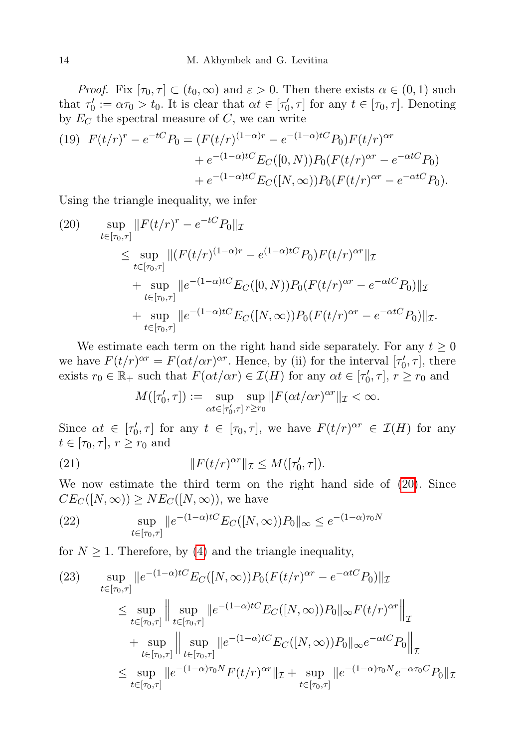*Proof.* Fix $[\tau_0, \tau] \subset (t_0, \infty)$ and $\varepsilon > 0$. Then there exists $\alpha \in (0,1)$ such that $\tau_0' := \alpha\tau_0 > t_0$. It is clear that $\alpha t \in [\tau_0', \tau]$ for any $t \in [\tau_0, \tau]$. Denoting by $E_C$ the spectral measure of $C$, we can write

$$
\begin{aligned}
(19)\quad F(t/r)^r - e^{-tC}P_0 &= (F(t/r)^{(1-\alpha)r} - e^{-(1-\alpha)tC}P_0)F(t/r)^{\alpha r} \\
&\quad + e^{-(1-\alpha)tC}E_C([0,N))P_0(F(t/r)^{\alpha r} - e^{-\alpha tC}P_0) \\
&\quad + e^{-(1-\alpha)tC}E_C([N,\infty))P_0(F(t/r)^{\alpha r} - e^{-\alpha tC}P_0).
\end{aligned}
$$

Using the triangle inequality, we infer

$$
\begin{aligned}
(20)\qquad &\sup_{t\in[\tau_0,\tau]} \|F(t/r)^r - e^{-tC}P_0\|_{\mathcal{I}} \\
&\leq \sup_{t\in[\tau_0,\tau]} \|(F(t/r)^{(1-\alpha)r} - e^{(1-\alpha)tC}P_0)F(t/r)^{\alpha r}\|_{\mathcal{I}} \\
&\quad + \sup_{t\in[\tau_0,\tau]} \|e^{-(1-\alpha)tC}E_C([0,N))P_0(F(t/r)^{\alpha r} - e^{-\alpha tC}P_0)\|_{\mathcal{I}} \\
&\quad + \sup_{t\in[\tau_0,\tau]} \|e^{-(1-\alpha)tC}E_C([N,\infty))P_0(F(t/r)^{\alpha r} - e^{-\alpha tC}P_0)\|_{\mathcal{I}}.
\end{aligned}
$$

We estimate each term on the right hand side separately. For any $t \geq 0$ we have $F(t/r)^{\alpha r} = F(\alpha t/\alpha r)^{\alpha r}$. Hence, by (ii) for the interval $[\tau_0', \tau]$, there exists $r_0 \in \mathbb{R}_+$ such that $F(\alpha t/\alpha r) \in \mathcal{I}(H)$ for any $\alpha t \in [\tau_0', \tau]$, $r \geq r_0$ and

$$
M([\tau_0', \tau]) := \sup_{\alpha t\in[\tau_0',\tau]} \sup_{r\geq r_0} \|F(\alpha t/\alpha r)^{\alpha r}\|_{\mathcal{I}} < \infty.
$$

Since $\alpha t \in [\tau_0', \tau]$ for any $t \in [\tau_0, \tau]$, we have $F(t/r)^{\alpha r} \in \mathcal{I}(H)$ for any $t \in [\tau_0, \tau]$, $r \geq r_0$ and

$$
(21)\qquad \|F(t/r)^{\alpha r}\|_{\mathcal{I}} \leq M([\tau_0', \tau]).
$$

We now estimate the third term on the right hand side of (20). Since $CE_C([N,\infty)) \geq NE_C([N,\infty))$, we have

$$
(22)\qquad \sup_{t\in[\tau_0,\tau]} \|e^{-(1-\alpha)tC}E_C([N,\infty))P_0\|_\infty \leq e^{-(1-\alpha)\tau_0 N}
$$

for $N \geq 1$. Therefore, by (4) and the triangle inequality,

$$
\begin{aligned}
(23)\qquad &\sup_{t\in[\tau_0,\tau]} \|e^{-(1-\alpha)tC}E_C([N,\infty))P_0(F(t/r)^{\alpha r} - e^{-\alpha tC}P_0)\|_{\mathcal{I}} \\
&\leq \sup_{t\in[\tau_0,\tau]} \Big\| \sup_{t\in[\tau_0,\tau]} \|e^{-(1-\alpha)tC}E_C([N,\infty))P_0\|_\infty F(t/r)^{\alpha r} \Big\|_{\mathcal{I}} \\
&\quad + \sup_{t\in[\tau_0,\tau]} \Big\| \sup_{t\in[\tau_0,\tau]} \|e^{-(1-\alpha)tC}E_C([N,\infty))P_0\|_\infty e^{-\alpha tC}P_0 \Big\|_{\mathcal{I}} \\
&\leq \sup_{t\in[\tau_0,\tau]} \|e^{-(1-\alpha)\tau_0 N}F(t/r)^{\alpha r}\|_{\mathcal{I}} + \sup_{t\in[\tau_0,\tau]} \|e^{-(1-\alpha)\tau_0 N}e^{-\alpha\tau_0 C}P_0\|_{\mathcal{I}}
\end{aligned}
$$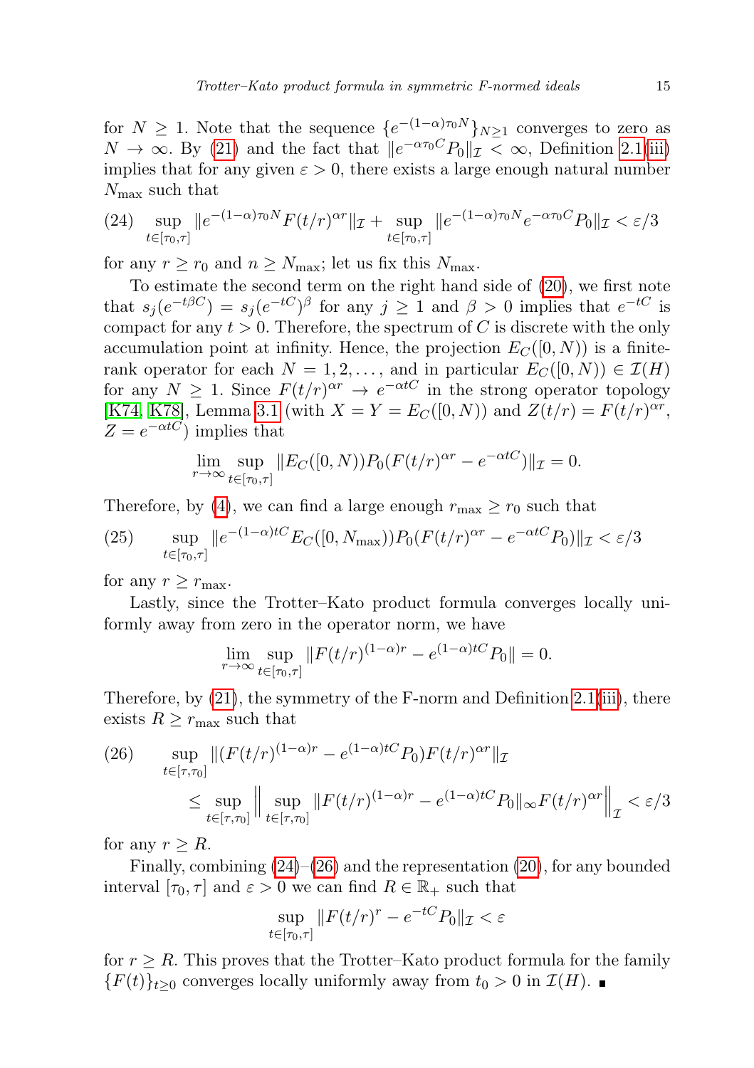for $N \geq 1$. Note that the sequence $\{e^{-(1-\alpha)\tau_0 N}\}_{N\geq 1}$ converges to zero as $N \to \infty$. By (21) and the fact that $\|e^{-\alpha\tau_0 C}P_0\|_{\mathcal{I}} < \infty$, Definition 2.1(iii) implies that for any given $\varepsilon > 0$, there exists a large enough natural number $N_{\max}$ such that

$$
(24)\quad \sup_{t\in[\tau_0,\tau]} \|e^{-(1-\alpha)\tau_0 N} F(t/r)^{\alpha r}\|_{\mathcal{I}} + \sup_{t\in[\tau_0,\tau]} \|e^{-(1-\alpha)\tau_0 N} e^{-\alpha\tau_0 C} P_0\|_{\mathcal{I}} < \varepsilon/3
$$

for any $r \geq r_0$ and $n \geq N_{\max}$; let us fix this $N_{\max}$.

To estimate the second term on the right hand side of (20), we first note that $s_j(e^{-t\beta C}) = s_j(e^{-tC})^\beta$ for any $j \geq 1$ and $\beta > 0$ implies that $e^{-tC}$ is compact for any $t > 0$. Therefore, the spectrum of $C$ is discrete with the only accumulation point at infinity. Hence, the projection $E_C([0,N))$ is a finite-rank operator for each $N = 1, 2, \ldots$, and in particular $E_C([0,N)) \in \mathcal{I}(H)$ for any $N \geq 1$. Since $F(t/r)^{\alpha r} \to e^{-\alpha tC}$ in the strong operator topology [K74, K78], Lemma 3.1 (with $X = Y = E_C([0,N))$ and $Z(t/r) = F(t/r)^{\alpha r}$, $Z = e^{-\alpha tC}$) implies that

$$
\lim_{r\to\infty} \sup_{t\in[\tau_0,\tau]} \|E_C([0,N))P_0(F(t/r)^{\alpha r} - e^{-\alpha tC})\|_{\mathcal{I}} = 0.
$$

Therefore, by (4), we can find a large enough $r_{\max} \geq r_0$ such that

$$
(25)\qquad \sup_{t\in[\tau_0,\tau]} \|e^{-(1-\alpha)tC} E_C([0,N_{\max}))P_0(F(t/r)^{\alpha r} - e^{-\alpha tC}P_0)\|_{\mathcal{I}} < \varepsilon/3
$$

for any $r \geq r_{\max}$.

Lastly, since the Trotter–Kato product formula converges locally uniformly away from zero in the operator norm, we have

$$
\lim_{r\to\infty} \sup_{t\in[\tau_0,\tau]} \|F(t/r)^{(1-\alpha)r} - e^{(1-\alpha)tC}P_0\| = 0.
$$

Therefore, by (21), the symmetry of the F-norm and Definition 2.1(iii), there exists $R \geq r_{\max}$ such that

$$
\begin{aligned}
(26)\qquad &\sup_{t\in[\tau,\tau_0]} \|(F(t/r)^{(1-\alpha)r} - e^{(1-\alpha)tC}P_0)F(t/r)^{\alpha r}\|_{\mathcal{I}} \\
&\quad \leq \sup_{t\in[\tau,\tau_0]} \left\| \sup_{t\in[\tau,\tau_0]} \|F(t/r)^{(1-\alpha)r} - e^{(1-\alpha)tC}P_0\|_\infty F(t/r)^{\alpha r} \right\|_{\mathcal{I}} < \varepsilon/3
\end{aligned}
$$

for any $r \geq R$.

Finally, combining (24)–(26) and the representation (20), for any bounded interval $[\tau_0, \tau]$ and $\varepsilon > 0$ we can find $R \in \mathbb{R}_+$ such that

$$
\sup_{t\in[\tau_0,\tau]} \|F(t/r)^r - e^{-tC}P_0\|_{\mathcal{I}} < \varepsilon
$$

for $r \geq R$. This proves that the Trotter–Kato product formula for the family $\{F(t)\}_{t\geq 0}$ converges locally uniformly away from $t_0 > 0$ in $\mathcal{I}(H)$. ∎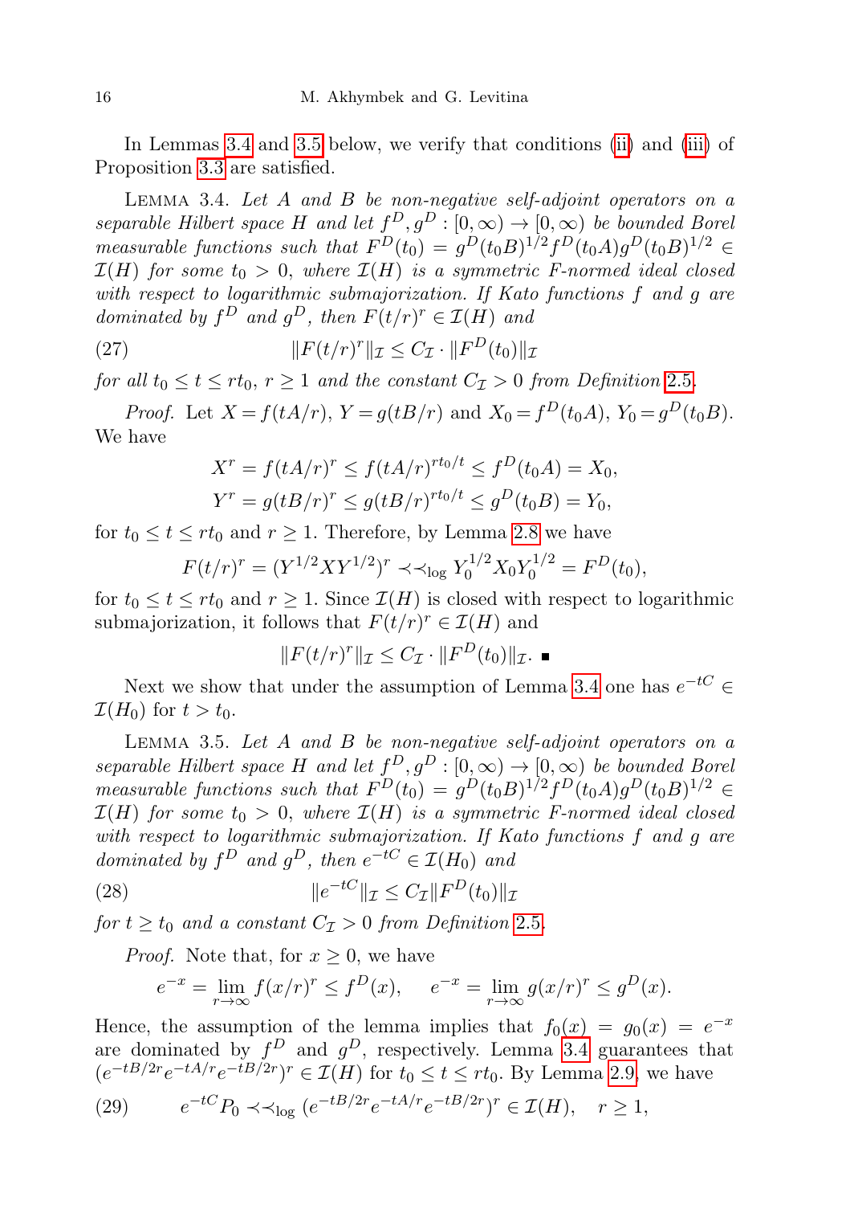In Lemmas 3.4 and 3.5 below, we verify that conditions (ii) and (iii) of Proposition 3.3 are satisfied.

Lemma 3.4. *Let $A$ and $B$ be non-negative self-adjoint operators on a separable Hilbert space $H$ and let $f^D, g^D : [0,\infty) \to [0,\infty)$ be bounded Borel measurable functions such that $F^D(t_0) = g^D(t_0B)^{1/2} f^D(t_0A) g^D(t_0B)^{1/2} \in \mathcal{I}(H)$ for some $t_0 > 0$, where $\mathcal{I}(H)$ is a symmetric F-normed ideal closed with respect to logarithmic submajorization. If Kato functions $f$ and $g$ are dominated by $f^D$ and $g^D$, then $F(t/r)^r \in \mathcal{I}(H)$ and*

$$\|F(t/r)^r\|_{\mathcal{I}} \leq C_{\mathcal{I}} \cdot \|F^D(t_0)\|_{\mathcal{I}} \tag{27}$$

*for all $t_0 \leq t \leq rt_0$, $r \geq 1$ and the constant $C_{\mathcal{I}} > 0$ from Definition 2.5.*

*Proof.* Let $X = f(tA/r)$, $Y = g(tB/r)$ and $X_0 = f^D(t_0A)$, $Y_0 = g^D(t_0B)$. We have

$$X^r = f(tA/r)^r \leq f(tA/r)^{rt_0/t} \leq f^D(t_0A) = X_0,$$
$$Y^r = g(tB/r)^r \leq g(tB/r)^{rt_0/t} \leq g^D(t_0B) = Y_0,$$

for $t_0 \leq t \leq rt_0$ and $r \geq 1$. Therefore, by Lemma 2.8 we have

$$F(t/r)^r = (Y^{1/2}XY^{1/2})^r \prec\prec_{\log} Y_0^{1/2} X_0 Y_0^{1/2} = F^D(t_0),$$

for $t_0 \leq t \leq rt_0$ and $r \geq 1$. Since $\mathcal{I}(H)$ is closed with respect to logarithmic submajorization, it follows that $F(t/r)^r \in \mathcal{I}(H)$ and

$$\|F(t/r)^r\|_{\mathcal{I}} \leq C_{\mathcal{I}} \cdot \|F^D(t_0)\|_{\mathcal{I}}. \ \blacksquare$$

Next we show that under the assumption of Lemma 3.4 one has $e^{-tC} \in \mathcal{I}(H_0)$ for $t > t_0$.

Lemma 3.5. *Let $A$ and $B$ be non-negative self-adjoint operators on a separable Hilbert space $H$ and let $f^D, g^D : [0,\infty) \to [0,\infty)$ be bounded Borel measurable functions such that $F^D(t_0) = g^D(t_0B)^{1/2} f^D(t_0A) g^D(t_0B)^{1/2} \in \mathcal{I}(H)$ for some $t_0 > 0$, where $\mathcal{I}(H)$ is a symmetric F-normed ideal closed with respect to logarithmic submajorization. If Kato functions $f$ and $g$ are dominated by $f^D$ and $g^D$, then $e^{-tC} \in \mathcal{I}(H_0)$ and*

$$\|e^{-tC}\|_{\mathcal{I}} \leq C_{\mathcal{I}} \|F^D(t_0)\|_{\mathcal{I}} \tag{28}$$

*for $t \geq t_0$ and a constant $C_{\mathcal{I}} > 0$ from Definition 2.5.*

*Proof.* Note that, for $x \geq 0$, we have

$$e^{-x} = \lim_{r\to\infty} f(x/r)^r \leq f^D(x), \qquad e^{-x} = \lim_{r\to\infty} g(x/r)^r \leq g^D(x).$$

Hence, the assumption of the lemma implies that $f_0(x) = g_0(x) = e^{-x}$ are dominated by $f^D$ and $g^D$, respectively. Lemma 3.4 guarantees that $(e^{-tB/2r} e^{-tA/r} e^{-tB/2r})^r \in \mathcal{I}(H)$ for $t_0 \leq t \leq rt_0$. By Lemma 2.9, we have

$$e^{-tC} P_0 \prec\prec_{\log} (e^{-tB/2r} e^{-tA/r} e^{-tB/2r})^r \in \mathcal{I}(H), \quad r \geq 1, \tag{29}$$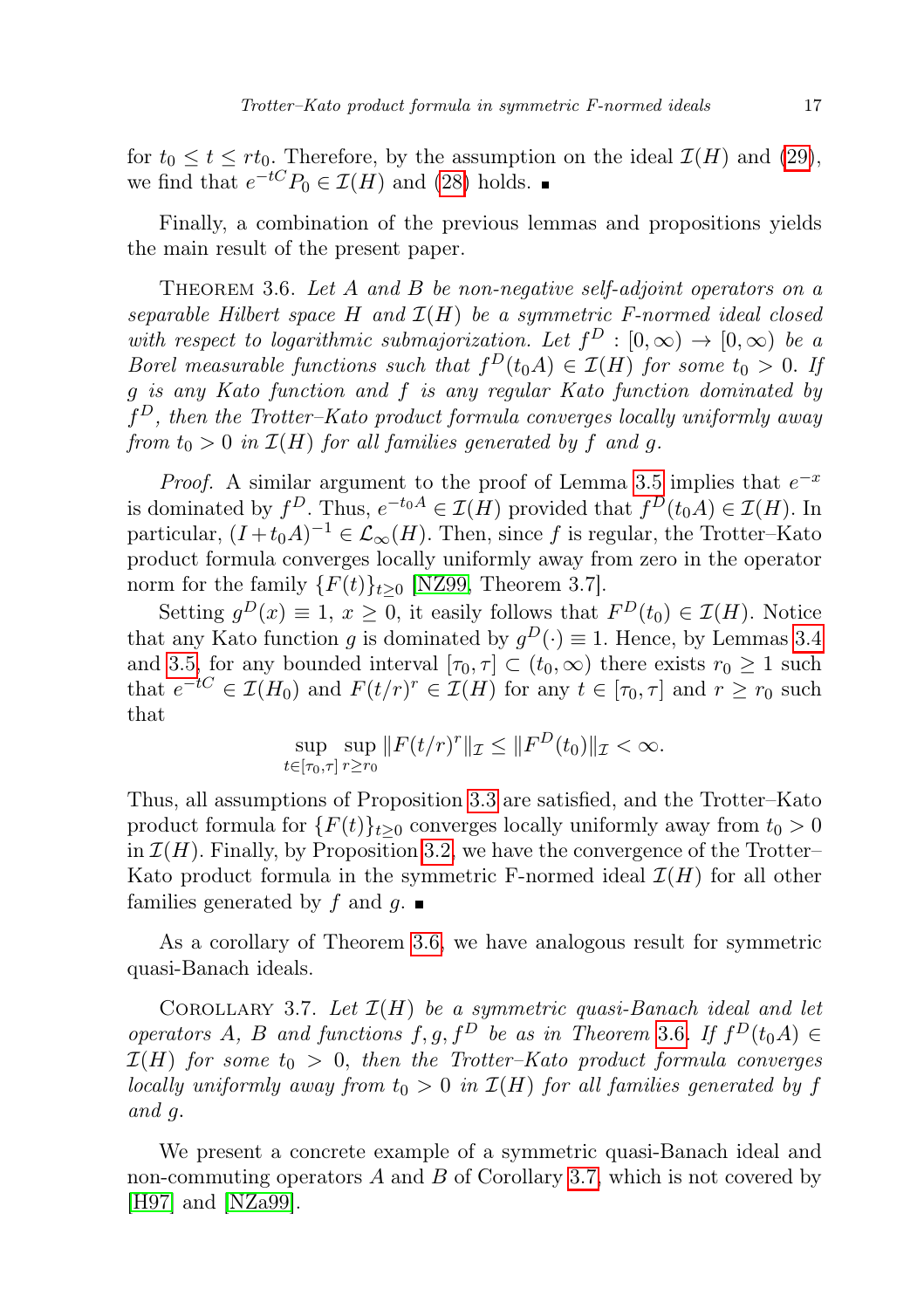for $t_0 \le t \le rt_0$. Therefore, by the assumption on the ideal $\mathcal{I}(H)$ and (29), we find that $e^{-tC}P_0 \in \mathcal{I}(H)$ and (28) holds. ■

Finally, a combination of the previous lemmas and propositions yields the main result of the present paper.

THEOREM 3.6. *Let $A$ and $B$ be non-negative self-adjoint operators on a separable Hilbert space $H$ and $\mathcal{I}(H)$ be a symmetric F-normed ideal closed with respect to logarithmic submajorization. Let $f^D : [0,\infty) \to [0,\infty)$ be a Borel measurable functions such that $f^D(t_0 A) \in \mathcal{I}(H)$ for some $t_0 > 0$. If $g$ is any Kato function and $f$ is any regular Kato function dominated by $f^D$, then the Trotter–Kato product formula converges locally uniformly away from $t_0 > 0$ in $\mathcal{I}(H)$ for all families generated by $f$ and $g$.*

*Proof.* A similar argument to the proof of Lemma 3.5 implies that $e^{-x}$ is dominated by $f^D$. Thus, $e^{-t_0 A} \in \mathcal{I}(H)$ provided that $f^D(t_0 A) \in \mathcal{I}(H)$. In particular, $(I + t_0 A)^{-1} \in \mathcal{L}_\infty(H)$. Then, since $f$ is regular, the Trotter–Kato product formula converges locally uniformly away from zero in the operator norm for the family $\{F(t)\}_{t \ge 0}$ [NZ99, Theorem 3.7].

Setting $g^D(x) \equiv 1$, $x \ge 0$, it easily follows that $F^D(t_0) \in \mathcal{I}(H)$. Notice that any Kato function $g$ is dominated by $g^D(\cdot) \equiv 1$. Hence, by Lemmas 3.4 and 3.5, for any bounded interval $[\tau_0, \tau] \subset (t_0, \infty)$ there exists $r_0 \ge 1$ such that $e^{-tC} \in \mathcal{I}(H_0)$ and $F(t/r)^r \in \mathcal{I}(H)$ for any $t \in [\tau_0, \tau]$ and $r \ge r_0$ such that

$$\sup_{t \in [\tau_0, \tau]} \sup_{r \ge r_0} \|F(t/r)^r\|_{\mathcal{I}} \le \|F^D(t_0)\|_{\mathcal{I}} < \infty.$$

Thus, all assumptions of Proposition 3.3 are satisfied, and the Trotter–Kato product formula for $\{F(t)\}_{t \ge 0}$ converges locally uniformly away from $t_0 > 0$ in $\mathcal{I}(H)$. Finally, by Proposition 3.2, we have the convergence of the Trotter–Kato product formula in the symmetric F-normed ideal $\mathcal{I}(H)$ for all other families generated by $f$ and $g$. ■

As a corollary of Theorem 3.6, we have analogous result for symmetric quasi-Banach ideals.

COROLLARY 3.7. *Let $\mathcal{I}(H)$ be a symmetric quasi-Banach ideal and let operators $A$, $B$ and functions $f, g, f^D$ be as in Theorem 3.6. If $f^D(t_0 A) \in \mathcal{I}(H)$ for some $t_0 > 0$, then the Trotter–Kato product formula converges locally uniformly away from $t_0 > 0$ in $\mathcal{I}(H)$ for all families generated by $f$ and $g$.*

We present a concrete example of a symmetric quasi-Banach ideal and non-commuting operators $A$ and $B$ of Corollary 3.7, which is not covered by [H97] and [NZa99].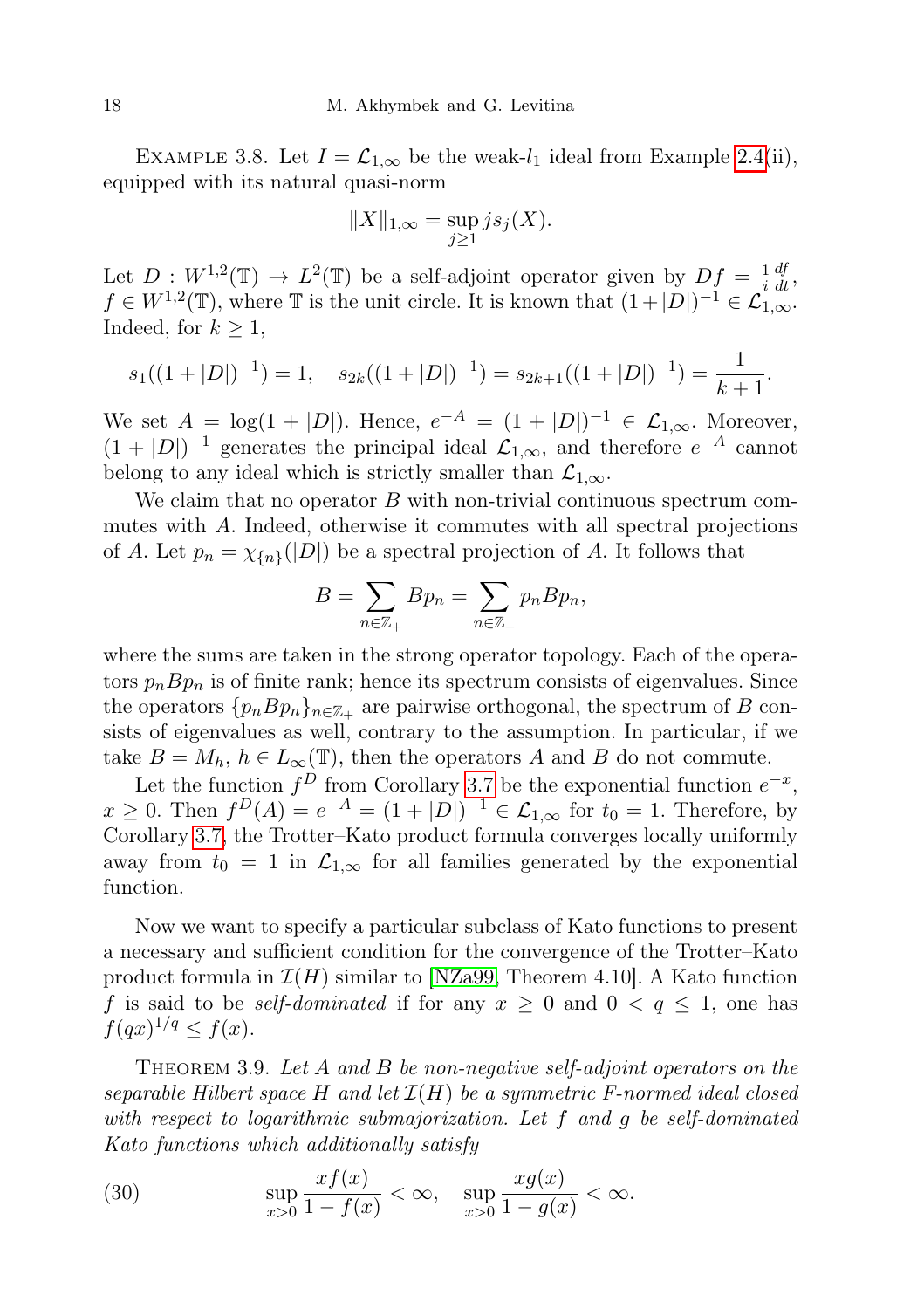Example 3.8. Let $I = \mathcal{L}_{1,\infty}$ be the weak-$l_1$ ideal from Example 2.4(ii), equipped with its natural quasi-norm

$$\|X\|_{1,\infty} = \sup_{j \geq 1} j s_j(X).$$

Let $D : W^{1,2}(\mathbb{T}) \to L^2(\mathbb{T})$ be a self-adjoint operator given by $Df = \frac{1}{i}\frac{df}{dt}$, $f \in W^{1,2}(\mathbb{T})$, where $\mathbb{T}$ is the unit circle. It is known that $(1+|D|)^{-1} \in \mathcal{L}_{1,\infty}$. Indeed, for $k \geq 1$,

$$s_1((1+|D|)^{-1}) = 1, \quad s_{2k}((1+|D|)^{-1}) = s_{2k+1}((1+|D|)^{-1}) = \frac{1}{k+1}.$$

We set $A = \log(1+|D|)$. Hence, $e^{-A} = (1+|D|)^{-1} \in \mathcal{L}_{1,\infty}$. Moreover, $(1+|D|)^{-1}$ generates the principal ideal $\mathcal{L}_{1,\infty}$, and therefore $e^{-A}$ cannot belong to any ideal which is strictly smaller than $\mathcal{L}_{1,\infty}$.

We claim that no operator $B$ with non-trivial continuous spectrum commutes with $A$. Indeed, otherwise it commutes with all spectral projections of $A$. Let $p_n = \chi_{\{n\}}(|D|)$ be a spectral projection of $A$. It follows that

$$B = \sum_{n \in \mathbb{Z}_+} Bp_n = \sum_{n \in \mathbb{Z}_+} p_n B p_n,$$

where the sums are taken in the strong operator topology. Each of the operators $p_n B p_n$ is of finite rank; hence its spectrum consists of eigenvalues. Since the operators $\{p_n B p_n\}_{n \in \mathbb{Z}_+}$ are pairwise orthogonal, the spectrum of $B$ consists of eigenvalues as well, contrary to the assumption. In particular, if we take $B = M_h$, $h \in L_\infty(\mathbb{T})$, then the operators $A$ and $B$ do not commute.

Let the function $f^D$ from Corollary 3.7 be the exponential function $e^{-x}$, $x \geq 0$. Then $f^D(A) = e^{-A} = (1+|D|)^{-1} \in \mathcal{L}_{1,\infty}$ for $t_0 = 1$. Therefore, by Corollary 3.7, the Trotter–Kato product formula converges locally uniformly away from $t_0 = 1$ in $\mathcal{L}_{1,\infty}$ for all families generated by the exponential function.

Now we want to specify a particular subclass of Kato functions to present a necessary and sufficient condition for the convergence of the Trotter–Kato product formula in $\mathcal{I}(H)$ similar to [NZa99, Theorem 4.10]. A Kato function $f$ is said to be *self-dominated* if for any $x \geq 0$ and $0 < q \leq 1$, one has $f(qx)^{1/q} \leq f(x)$.

Theorem 3.9. *Let $A$ and $B$ be non-negative self-adjoint operators on the separable Hilbert space $H$ and let $\mathcal{I}(H)$ be a symmetric F-normed ideal closed with respect to logarithmic submajorization. Let $f$ and $g$ be self-dominated Kato functions which additionally satisfy*

$$\sup_{x>0} \frac{xf(x)}{1-f(x)} < \infty, \quad \sup_{x>0} \frac{xg(x)}{1-g(x)} < \infty. \tag{30}$$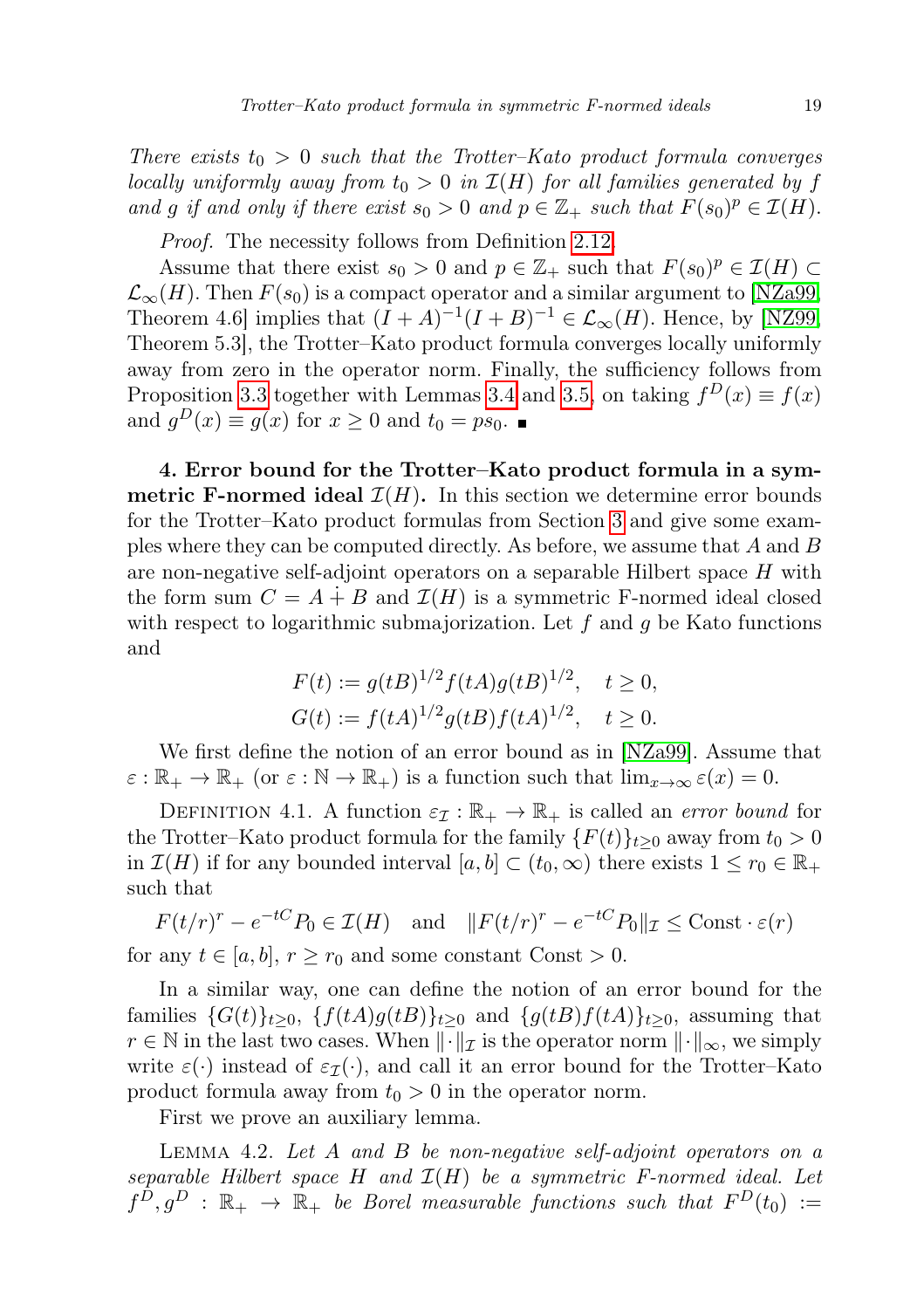*There exists $t_0 > 0$ such that the Trotter–Kato product formula converges locally uniformly away from $t_0 > 0$ in $\mathcal{I}(H)$ for all families generated by $f$ and $g$ if and only if there exist $s_0 > 0$ and $p \in \mathbb{Z}_+$ such that $F(s_0)^p \in \mathcal{I}(H)$.*

*Proof.* The necessity follows from Definition 2.12.

Assume that there exist $s_0 > 0$ and $p \in \mathbb{Z}_+$ such that $F(s_0)^p \in \mathcal{I}(H) \subset \mathcal{L}_\infty(H)$. Then $F(s_0)$ is a compact operator and a similar argument to [NZa99, Theorem 4.6] implies that $(I+A)^{-1}(I+B)^{-1} \in \mathcal{L}_\infty(H)$. Hence, by [NZ99, Theorem 5.3], the Trotter–Kato product formula converges locally uniformly away from zero in the operator norm. Finally, the sufficiency follows from Proposition 3.3 together with Lemmas 3.4 and 3.5, on taking $f^D(x) \equiv f(x)$ and $g^D(x) \equiv g(x)$ for $x \geq 0$ and $t_0 = ps_0$. ∎

**4. Error bound for the Trotter–Kato product formula in a symmetric F-normed ideal $\mathcal{I}(H)$.** In this section we determine error bounds for the Trotter–Kato product formulas from Section 3 and give some examples where they can be computed directly. As before, we assume that $A$ and $B$ are non-negative self-adjoint operators on a separable Hilbert space $H$ with the form sum $C = A \dotplus B$ and $\mathcal{I}(H)$ is a symmetric F-normed ideal closed with respect to logarithmic submajorization. Let $f$ and $g$ be Kato functions and

$$F(t) := g(tB)^{1/2} f(tA) g(tB)^{1/2}, \quad t \geq 0,$$
$$G(t) := f(tA)^{1/2} g(tB) f(tA)^{1/2}, \quad t \geq 0.$$

We first define the notion of an error bound as in [NZa99]. Assume that $\varepsilon : \mathbb{R}_+ \to \mathbb{R}_+$ (or $\varepsilon : \mathbb{N} \to \mathbb{R}_+$) is a function such that $\lim_{x\to\infty} \varepsilon(x) = 0$.

Definition 4.1. A function $\varepsilon_{\mathcal{I}} : \mathbb{R}_+ \to \mathbb{R}_+$ is called an *error bound* for the Trotter–Kato product formula for the family $\{F(t)\}_{t\geq 0}$ away from $t_0 > 0$ in $\mathcal{I}(H)$ if for any bounded interval $[a,b] \subset (t_0, \infty)$ there exists $1 \leq r_0 \in \mathbb{R}_+$ such that

$$F(t/r)^r - e^{-tC}P_0 \in \mathcal{I}(H) \quad \text{and} \quad \|F(t/r)^r - e^{-tC}P_0\|_{\mathcal{I}} \leq \text{Const} \cdot \varepsilon(r)$$

for any $t \in [a,b]$, $r \geq r_0$ and some constant $\text{Const} > 0$.

In a similar way, one can define the notion of an error bound for the families $\{G(t)\}_{t\geq 0}$, $\{f(tA)g(tB)\}_{t\geq 0}$ and $\{g(tB)f(tA)\}_{t\geq 0}$, assuming that $r \in \mathbb{N}$ in the last two cases. When $\|\cdot\|_{\mathcal{I}}$ is the operator norm $\|\cdot\|_\infty$, we simply write $\varepsilon(\cdot)$ instead of $\varepsilon_{\mathcal{I}}(\cdot)$, and call it an error bound for the Trotter–Kato product formula away from $t_0 > 0$ in the operator norm.

First we prove an auxiliary lemma.

Lemma 4.2. *Let $A$ and $B$ be non-negative self-adjoint operators on a separable Hilbert space $H$ and $\mathcal{I}(H)$ be a symmetric F-normed ideal. Let $f^D, g^D : \mathbb{R}_+ \to \mathbb{R}_+$ be Borel measurable functions such that $F^D(t_0) :=$*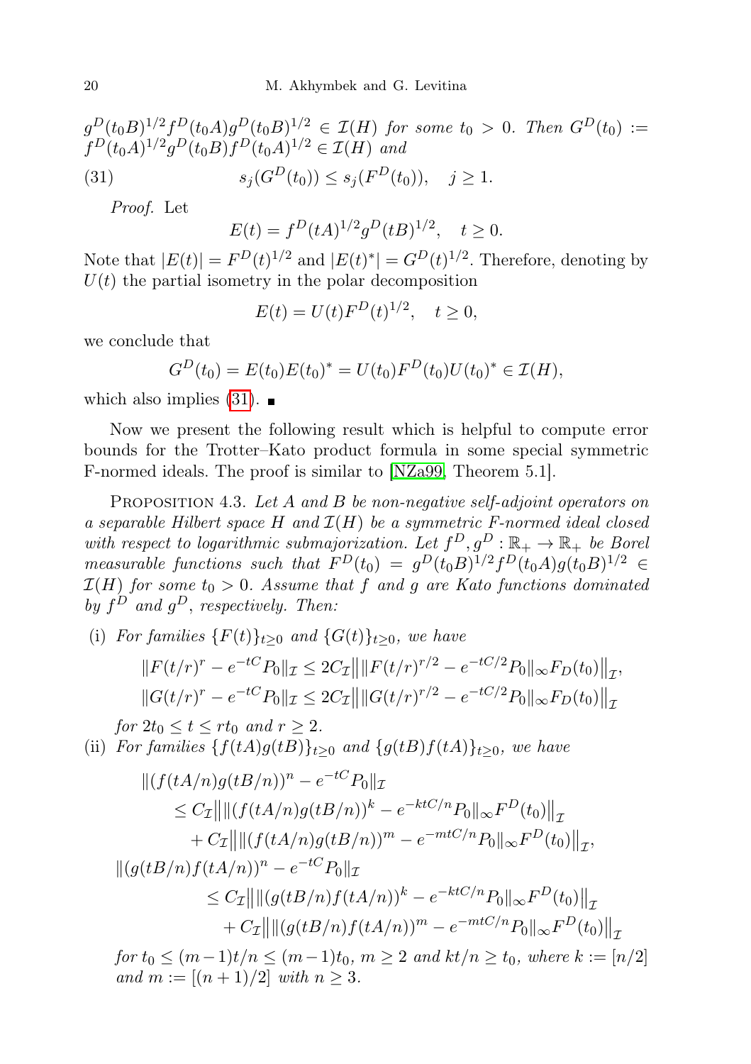$g^D(t_0B)^{1/2}f^D(t_0A)g^D(t_0B)^{1/2} \in \mathcal{I}(H)$ *for some* $t_0 > 0$. *Then* $G^D(t_0) := f^D(t_0A)^{1/2}g^D(t_0B)f^D(t_0A)^{1/2} \in \mathcal{I}(H)$ *and*

$$s_j(G^D(t_0)) \leq s_j(F^D(t_0)), \quad j \geq 1. \tag{31}$$

*Proof.* Let

$$E(t) = f^D(tA)^{1/2}g^D(tB)^{1/2}, \quad t \geq 0.$$

Note that $|E(t)| = F^D(t)^{1/2}$ and $|E(t)^*| = G^D(t)^{1/2}$. Therefore, denoting by $U(t)$ the partial isometry in the polar decomposition

$$E(t) = U(t)F^D(t)^{1/2}, \quad t \geq 0,$$

we conclude that

$$G^D(t_0) = E(t_0)E(t_0)^* = U(t_0)F^D(t_0)U(t_0)^* \in \mathcal{I}(H),$$

which also implies (31). ∎

Now we present the following result which is helpful to compute error bounds for the Trotter–Kato product formula in some special symmetric F-normed ideals. The proof is similar to [NZa99, Theorem 5.1].

PROPOSITION 4.3. *Let* $A$ *and* $B$ *be non-negative self-adjoint operators on a separable Hilbert space* $H$ *and* $\mathcal{I}(H)$ *be a symmetric F-normed ideal closed with respect to logarithmic submajorization. Let* $f^D, g^D : \mathbb{R}_+ \to \mathbb{R}_+$ *be Borel measurable functions such that* $F^D(t_0) = g^D(t_0B)^{1/2}f^D(t_0A)g(t_0B)^{1/2} \in \mathcal{I}(H)$ *for some* $t_0 > 0$. *Assume that* $f$ *and* $g$ *are Kato functions dominated by* $f^D$ *and* $g^D$*, respectively. Then:*

(i) *For families* $\{F(t)\}_{t\geq 0}$ *and* $\{G(t)\}_{t\geq 0}$*, we have*

$$\|F(t/r)^r - e^{-tC}P_0\|_{\mathcal{I}} \leq 2C_{\mathcal{I}}\big\|\|F(t/r)^{r/2} - e^{-tC/2}P_0\|_\infty F_D(t_0)\big\|_{\mathcal{I}},$$
$$\|G(t/r)^r - e^{-tC}P_0\|_{\mathcal{I}} \leq 2C_{\mathcal{I}}\big\|\|G(t/r)^{r/2} - e^{-tC/2}P_0\|_\infty F_D(t_0)\big\|_{\mathcal{I}}$$

*for* $2t_0 \leq t \leq rt_0$ *and* $r \geq 2$.

(ii) *For families* $\{f(tA)g(tB)\}_{t\geq 0}$ *and* $\{g(tB)f(tA)\}_{t\geq 0}$*, we have*

$$\begin{aligned}
&\|(f(tA/n)g(tB/n))^n - e^{-tC}P_0\|_{\mathcal{I}} \\
&\quad\leq C_{\mathcal{I}}\big\|\|(f(tA/n)g(tB/n))^k - e^{-ktC/n}P_0\|_\infty F^D(t_0)\big\|_{\mathcal{I}} \\
&\qquad + C_{\mathcal{I}}\big\|\|(f(tA/n)g(tB/n))^m - e^{-mtC/n}P_0\|_\infty F^D(t_0)\big\|_{\mathcal{I}},
\end{aligned}$$

$$\begin{aligned}
&\|(g(tB/n)f(tA/n))^n - e^{-tC}P_0\|_{\mathcal{I}} \\
&\quad\leq C_{\mathcal{I}}\big\|\|(g(tB/n)f(tA/n))^k - e^{-ktC/n}P_0\|_\infty F^D(t_0)\big\|_{\mathcal{I}} \\
&\qquad + C_{\mathcal{I}}\big\|\|(g(tB/n)f(tA/n))^m - e^{-mtC/n}P_0\|_\infty F^D(t_0)\big\|_{\mathcal{I}}
\end{aligned}$$

*for* $t_0 \leq (m-1)t/n \leq (m-1)t_0$, $m \geq 2$ *and* $kt/n \geq t_0$*, where* $k := [n/2]$ *and* $m := [(n+1)/2]$ *with* $n \geq 3$.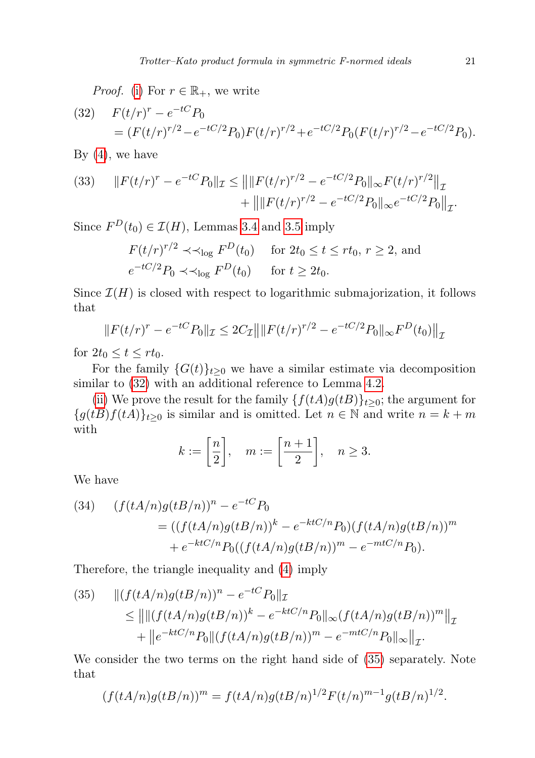*Proof.* (i) For $r \in \mathbb{R}_+$, we write

$$(32)\quad \begin{aligned} &F(t/r)^r - e^{-tC}P_0 \\ &= (F(t/r)^{r/2} - e^{-tC/2}P_0)F(t/r)^{r/2} + e^{-tC/2}P_0(F(t/r)^{r/2} - e^{-tC/2}P_0). \end{aligned}$$

By (4), we have

$$(33)\quad \begin{aligned} \|F(t/r)^r - e^{-tC}P_0\|_{\mathcal{I}} \le \big\| \|F(t/r)^{r/2} - e^{-tC/2}P_0\|_\infty F(t/r)^{r/2}\big\|_{\mathcal{I}} \\ + \big\| \|F(t/r)^{r/2} - e^{-tC/2}P_0\|_\infty e^{-tC/2}P_0\big\|_{\mathcal{I}}. \end{aligned}$$

Since $F^D(t_0) \in \mathcal{I}(H)$, Lemmas 3.4 and 3.5 imply

$$\begin{aligned} &F(t/r)^{r/2} \prec\prec_{\log} F^D(t_0) \quad \text{ for } 2t_0 \le t \le rt_0,\ r \ge 2, \text{ and} \\ &e^{-tC/2}P_0 \prec\prec_{\log} F^D(t_0) \quad \text{ for } t \ge 2t_0. \end{aligned}$$

Since $\mathcal{I}(H)$ is closed with respect to logarithmic submajorization, it follows that

$$\|F(t/r)^r - e^{-tC}P_0\|_{\mathcal{I}} \le 2C_{\mathcal{I}} \big\| \|F(t/r)^{r/2} - e^{-tC/2}P_0\|_\infty F^D(t_0)\big\|_{\mathcal{I}}$$

for $2t_0 \le t \le rt_0$.

For the family $\{G(t)\}_{t\ge 0}$ we have a similar estimate via decomposition similar to (32) with an additional reference to Lemma 4.2.

(ii) We prove the result for the family $\{f(tA)g(tB)\}_{t\ge 0}$; the argument for $\{g(tB)f(tA)\}_{t\ge 0}$ is similar and is omitted. Let $n \in \mathbb{N}$ and write $n = k + m$ with

$$k := \left[\frac{n}{2}\right], \quad m := \left[\frac{n+1}{2}\right], \quad n \ge 3.$$

We have

$$(34)\quad \begin{aligned} &(f(tA/n)g(tB/n))^n - e^{-tC}P_0 \\ &\quad = ((f(tA/n)g(tB/n))^k - e^{-ktC/n}P_0)(f(tA/n)g(tB/n))^m \\ &\quad\quad + e^{-ktC/n}P_0((f(tA/n)g(tB/n))^m - e^{-mtC/n}P_0). \end{aligned}$$

Therefore, the triangle inequality and (4) imply

$$(35)\quad \begin{aligned} &\|(f(tA/n)g(tB/n))^n - e^{-tC}P_0\|_{\mathcal{I}} \\ &\quad \le \big\| \|(f(tA/n)g(tB/n))^k - e^{-ktC/n}P_0\|_\infty (f(tA/n)g(tB/n))^m\big\|_{\mathcal{I}} \\ &\quad\quad + \big\| e^{-ktC/n}P_0 \|(f(tA/n)g(tB/n))^m - e^{-mtC/n}P_0\|_\infty\big\|_{\mathcal{I}}. \end{aligned}$$

We consider the two terms on the right hand side of (35) separately. Note that

$$(f(tA/n)g(tB/n))^m = f(tA/n)g(tB/n)^{1/2}F(t/n)^{m-1}g(tB/n)^{1/2}.$$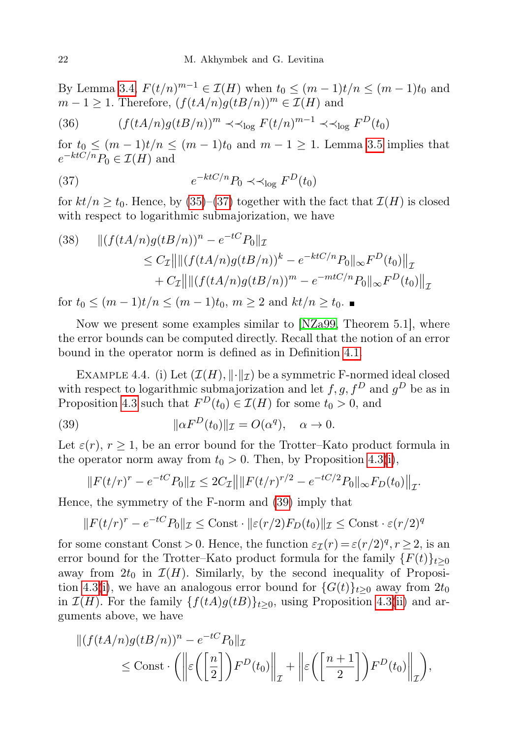By Lemma 3.4, $F(t/n)^{m-1} \in \mathcal{I}(H)$ when $t_0 \le (m-1)t/n \le (m-1)t_0$ and $m-1 \ge 1$. Therefore, $(f(tA/n)g(tB/n))^m \in \mathcal{I}(H)$ and

$$(f(tA/n)g(tB/n))^m \prec\prec_{\log} F(t/n)^{m-1} \prec\prec_{\log} F^D(t_0) \tag{36}$$

for $t_0 \le (m-1)t/n \le (m-1)t_0$ and $m-1 \ge 1$. Lemma 3.5 implies that $e^{-ktC/n}P_0 \in \mathcal{I}(H)$ and

$$e^{-ktC/n}P_0 \prec\prec_{\log} F^D(t_0) \tag{37}$$

for $kt/n \ge t_0$. Hence, by (35)–(37) together with the fact that $\mathcal{I}(H)$ is closed with respect to logarithmic submajorization, we have

$$\begin{aligned}
\|(f(tA/n)g(tB/n))^n - e^{-tC}P_0\|_{\mathcal{I}} &\le C_{\mathcal{I}}\big\|\|(f(tA/n)g(tB/n))^k - e^{-ktC/n}P_0\|_\infty F^D(t_0)\big\|_{\mathcal{I}} \\
&\quad + C_{\mathcal{I}}\big\|\|(f(tA/n)g(tB/n))^m - e^{-mtC/n}P_0\|_\infty F^D(t_0)\big\|_{\mathcal{I}}
\end{aligned} \tag{38}$$

for $t_0 \le (m-1)t/n \le (m-1)t_0$, $m \ge 2$ and $kt/n \ge t_0$. ∎

Now we present some examples similar to [NZa99, Theorem 5.1], where the error bounds can be computed directly. Recall that the notion of an error bound in the operator norm is defined as in Definition 4.1.

Example 4.4. (i) Let $(\mathcal{I}(H), \|\cdot\|_{\mathcal{I}})$ be a symmetric F-normed ideal closed with respect to logarithmic submajorization and let $f, g, f^D$ and $g^D$ be as in Proposition 4.3 such that $F^D(t_0) \in \mathcal{I}(H)$ for some $t_0 > 0$, and

$$\|\alpha F^D(t_0)\|_{\mathcal{I}} = O(\alpha^q), \quad \alpha \to 0. \tag{39}$$

Let $\varepsilon(r)$, $r \ge 1$, be an error bound for the Trotter–Kato product formula in the operator norm away from $t_0 > 0$. Then, by Proposition 4.3(i),

$$\|F(t/r)^r - e^{-tC}P_0\|_{\mathcal{I}} \le 2C_{\mathcal{I}}\big\|\|F(t/r)^{r/2} - e^{-tC/2}P_0\|_\infty F_D(t_0)\big\|_{\mathcal{I}}.$$

Hence, the symmetry of the F-norm and (39) imply that

$$\|F(t/r)^r - e^{-tC}P_0\|_{\mathcal{I}} \le \mathrm{Const} \cdot \|\varepsilon(r/2)F_D(t_0)\|_{\mathcal{I}} \le \mathrm{Const} \cdot \varepsilon(r/2)^q$$

for some constant $\mathrm{Const} > 0$. Hence, the function $\varepsilon_{\mathcal{I}}(r) = \varepsilon(r/2)^q, r \ge 2$, is an error bound for the Trotter–Kato product formula for the family $\{F(t)\}_{t\ge 0}$ away from $2t_0$ in $\mathcal{I}(H)$. Similarly, by the second inequality of Proposition 4.3(i), we have an analogous error bound for $\{G(t)\}_{t\ge0}$ away from $2t_0$ in $\mathcal{I}(H)$. For the family $\{f(tA)g(tB)\}_{t\ge0}$, using Proposition 4.3(ii) and arguments above, we have

$$\begin{aligned}
\|(f(tA/n)g(tB/n))^n - e^{-tC}P_0\|_{\mathcal{I}} \\
\le \mathrm{Const} \cdot \bigg(\bigg\|\varepsilon\bigg(\bigg[\frac{n}{2}\bigg]\bigg)F^D(t_0)\bigg\|_{\mathcal{I}} + \bigg\|\varepsilon\bigg(\bigg[\frac{n+1}{2}\bigg]\bigg)F^D(t_0)\bigg\|_{\mathcal{I}}\bigg),
\end{aligned}$$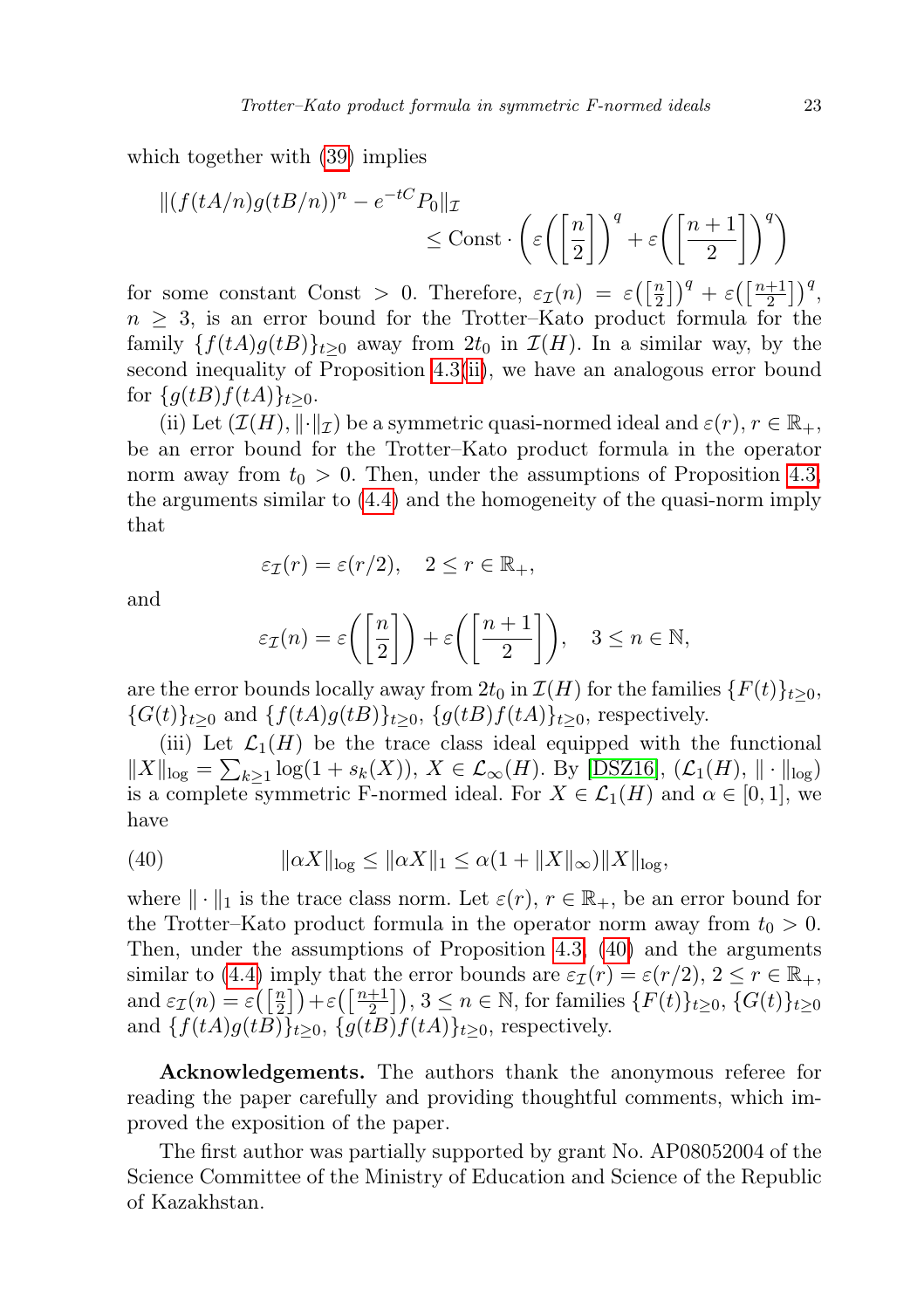which together with (39) implies

$$\|(f(tA/n)g(tB/n))^n - e^{-tC}P_0\|_{\mathcal{I}} \leq \text{Const} \cdot \left(\varepsilon\left(\left[\frac{n}{2}\right]\right)^q + \varepsilon\left(\left[\frac{n+1}{2}\right]\right)^q\right)$$

for some constant Const $> 0$. Therefore, $\varepsilon_{\mathcal{I}}(n) = \varepsilon\big(\big[\frac{n}{2}\big]\big)^q + \varepsilon\big(\big[\frac{n+1}{2}\big]\big)^q$, $n \geq 3$, is an error bound for the Trotter–Kato product formula for the family $\{f(tA)g(tB)\}_{t\geq 0}$ away from $2t_0$ in $\mathcal{I}(H)$. In a similar way, by the second inequality of Proposition 4.3(ii), we have an analogous error bound for $\{g(tB)f(tA)\}_{t\geq 0}$.

(ii) Let $(\mathcal{I}(H), \|\cdot\|_{\mathcal{I}})$ be a symmetric quasi-normed ideal and $\varepsilon(r)$, $r \in \mathbb{R}_+$, be an error bound for the Trotter–Kato product formula in the operator norm away from $t_0 > 0$. Then, under the assumptions of Proposition 4.3, the arguments similar to (4.4) and the homogeneity of the quasi-norm imply that

$$\varepsilon_{\mathcal{I}}(r) = \varepsilon(r/2), \quad 2 \leq r \in \mathbb{R}_+,$$

and

$$\varepsilon_{\mathcal{I}}(n) = \varepsilon\left(\left[\frac{n}{2}\right]\right) + \varepsilon\left(\left[\frac{n+1}{2}\right]\right), \quad 3 \leq n \in \mathbb{N},$$

are the error bounds locally away from $2t_0$ in $\mathcal{I}(H)$ for the families $\{F(t)\}_{t\geq 0}$, $\{G(t)\}_{t\geq 0}$ and $\{f(tA)g(tB)\}_{t\geq 0}$, $\{g(tB)f(tA)\}_{t\geq 0}$, respectively.

(iii) Let $\mathcal{L}_1(H)$ be the trace class ideal equipped with the functional $\|X\|_{\log} = \sum_{k\geq 1} \log(1 + s_k(X))$, $X \in \mathcal{L}_\infty(H)$. By [DSZ16], $(\mathcal{L}_1(H), \|\cdot\|_{\log})$ is a complete symmetric F-normed ideal. For $X \in \mathcal{L}_1(H)$ and $\alpha \in [0, 1]$, we have

$$\|\alpha X\|_{\log} \leq \|\alpha X\|_1 \leq \alpha(1 + \|X\|_\infty)\|X\|_{\log}, \tag{40}$$

where $\|\cdot\|_1$ is the trace class norm. Let $\varepsilon(r)$, $r \in \mathbb{R}_+$, be an error bound for the Trotter–Kato product formula in the operator norm away from $t_0 > 0$. Then, under the assumptions of Proposition 4.3, (40) and the arguments similar to (4.4) imply that the error bounds are $\varepsilon_{\mathcal{I}}(r) = \varepsilon(r/2)$, $2 \leq r \in \mathbb{R}_+$, and $\varepsilon_{\mathcal{I}}(n) = \varepsilon\big(\big[\frac{n}{2}\big]\big) + \varepsilon\big(\big[\frac{n+1}{2}\big]\big)$, $3 \leq n \in \mathbb{N}$, for families $\{F(t)\}_{t\geq 0}$, $\{G(t)\}_{t\geq 0}$ and $\{f(tA)g(tB)\}_{t\geq 0}$, $\{g(tB)f(tA)\}_{t\geq 0}$, respectively.

**Acknowledgements.** The authors thank the anonymous referee for reading the paper carefully and providing thoughtful comments, which improved the exposition of the paper.

The first author was partially supported by grant No. AP08052004 of the Science Committee of the Ministry of Education and Science of the Republic of Kazakhstan.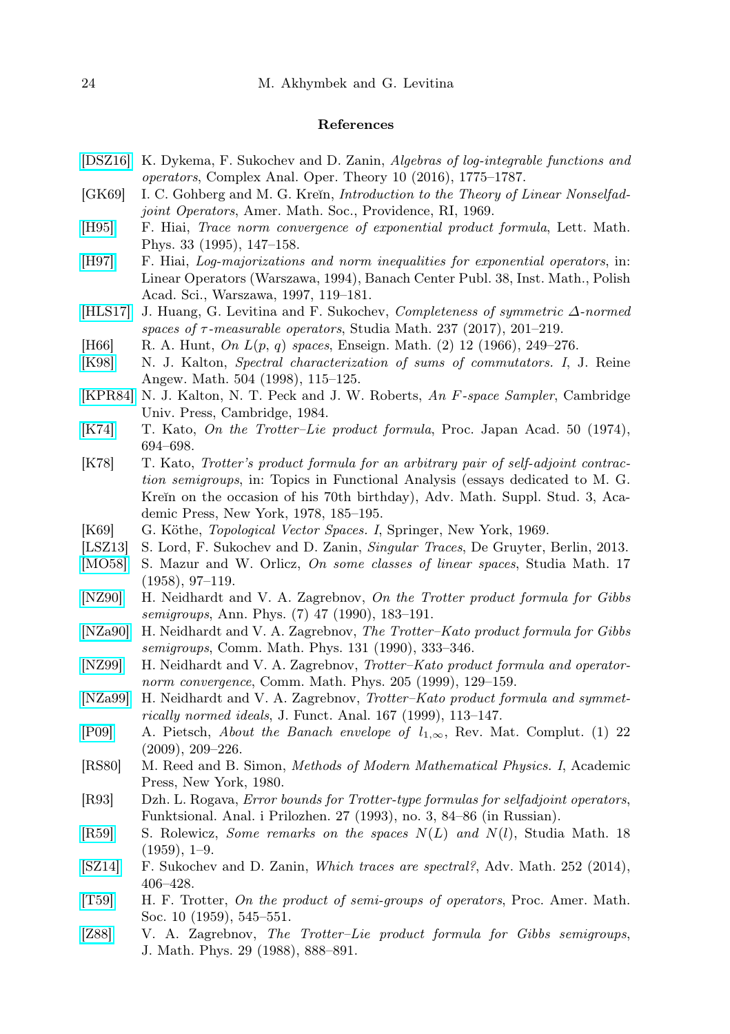## References

[DSZ16] K. Dykema, F. Sukochev and D. Zanin, *Algebras of log-integrable functions and operators*, Complex Anal. Oper. Theory 10 (2016), 1775–1787.

[GK69] I. C. Gohberg and M. G. Kreĭn, *Introduction to the Theory of Linear Nonselfadjoint Operators*, Amer. Math. Soc., Providence, RI, 1969.

[H95] F. Hiai, *Trace norm convergence of exponential product formula*, Lett. Math. Phys. 33 (1995), 147–158.

[H97] F. Hiai, *Log-majorizations and norm inequalities for exponential operators*, in: Linear Operators (Warszawa, 1994), Banach Center Publ. 38, Inst. Math., Polish Acad. Sci., Warszawa, 1997, 119–181.

[HLS17] J. Huang, G. Levitina and F. Sukochev, *Completeness of symmetric $\Delta$-normed spaces of $\tau$-measurable operators*, Studia Math. 237 (2017), 201–219.

[H66] R. A. Hunt, *On $L(p, q)$ spaces*, Enseign. Math. (2) 12 (1966), 249–276.

[K98] N. J. Kalton, *Spectral characterization of sums of commutators. I*, J. Reine Angew. Math. 504 (1998), 115–125.

[KPR84] N. J. Kalton, N. T. Peck and J. W. Roberts, *An $F$-space Sampler*, Cambridge Univ. Press, Cambridge, 1984.

[K74] T. Kato, *On the Trotter–Lie product formula*, Proc. Japan Acad. 50 (1974), 694–698.

[K78] T. Kato, *Trotter's product formula for an arbitrary pair of self-adjoint contraction semigroups*, in: Topics in Functional Analysis (essays dedicated to M. G. Kreĭn on the occasion of his 70th birthday), Adv. Math. Suppl. Stud. 3, Academic Press, New York, 1978, 185–195.

[K69] G. Köthe, *Topological Vector Spaces. I*, Springer, New York, 1969.

[LSZ13] S. Lord, F. Sukochev and D. Zanin, *Singular Traces*, De Gruyter, Berlin, 2013.

[MO58] S. Mazur and W. Orlicz, *On some classes of linear spaces*, Studia Math. 17 (1958), 97–119.

[NZ90] H. Neidhardt and V. A. Zagrebnov, *On the Trotter product formula for Gibbs semigroups*, Ann. Phys. (7) 47 (1990), 183–191.

[NZa90] H. Neidhardt and V. A. Zagrebnov, *The Trotter–Kato product formula for Gibbs semigroups*, Comm. Math. Phys. 131 (1990), 333–346.

[NZ99] H. Neidhardt and V. A. Zagrebnov, *Trotter–Kato product formula and operator-norm convergence*, Comm. Math. Phys. 205 (1999), 129–159.

[NZa99] H. Neidhardt and V. A. Zagrebnov, *Trotter–Kato product formula and symmetrically normed ideals*, J. Funct. Anal. 167 (1999), 113–147.

[P09] A. Pietsch, *About the Banach envelope of $l_{1,\infty}$*, Rev. Mat. Complut. (1) 22 (2009), 209–226.

[RS80] M. Reed and B. Simon, *Methods of Modern Mathematical Physics. I*, Academic Press, New York, 1980.

[R93] Dzh. L. Rogava, *Error bounds for Trotter-type formulas for selfadjoint operators*, Funktsional. Anal. i Prilozhen. 27 (1993), no. 3, 84–86 (in Russian).

[R59] S. Rolewicz, *Some remarks on the spaces $N(L)$ and $N(l)$*, Studia Math. 18 (1959), 1–9.

[SZ14] F. Sukochev and D. Zanin, *Which traces are spectral?*, Adv. Math. 252 (2014), 406–428.

[T59] H. F. Trotter, *On the product of semi-groups of operators*, Proc. Amer. Math. Soc. 10 (1959), 545–551.

[Z88] V. A. Zagrebnov, *The Trotter–Lie product formula for Gibbs semigroups*, J. Math. Phys. 29 (1988), 888–891.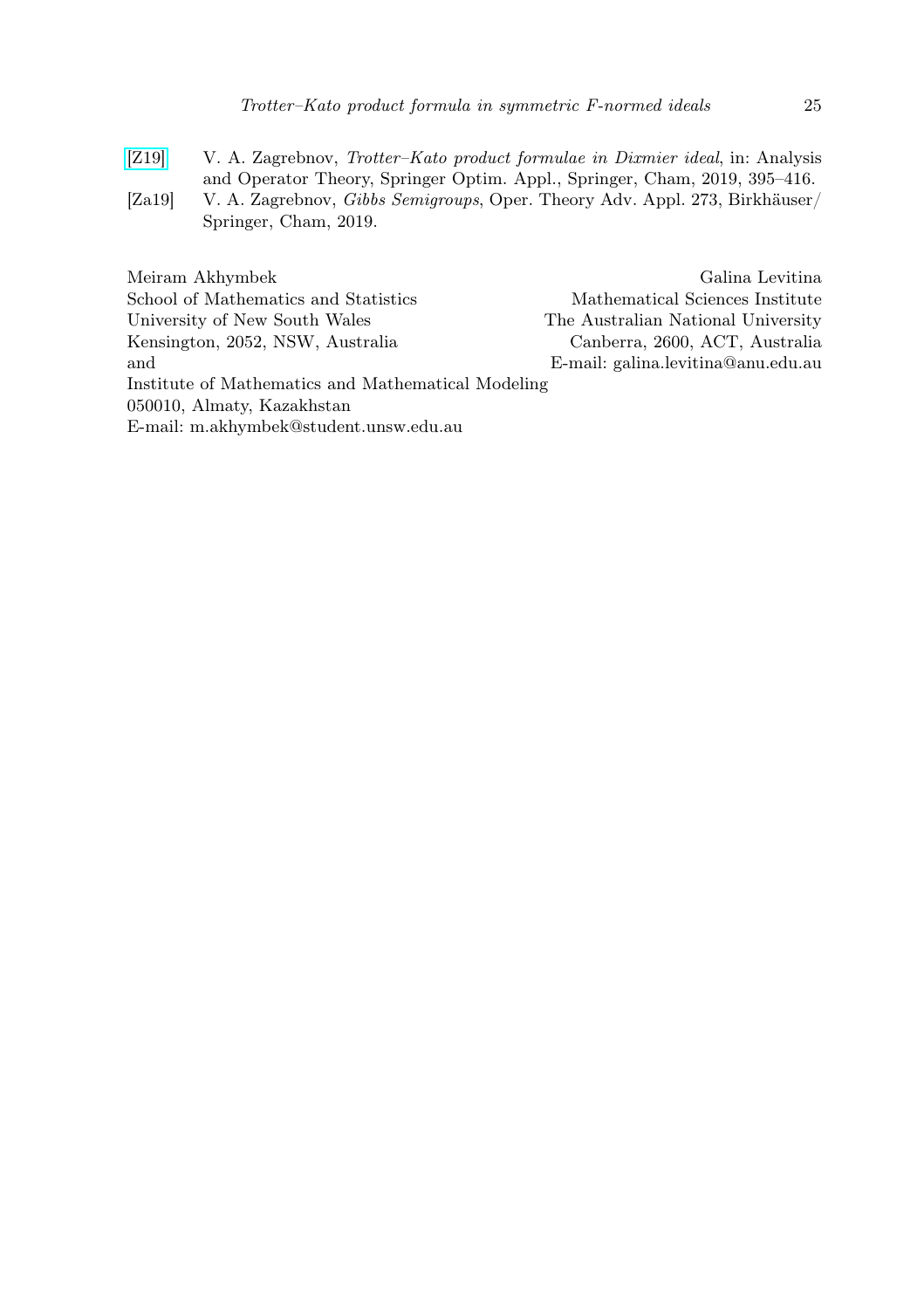[Z19] V. A. Zagrebnov, *Trotter–Kato product formulae in Dixmier ideal*, in: Analysis and Operator Theory, Springer Optim. Appl., Springer, Cham, 2019, 395–416.

[Za19] V. A. Zagrebnov, *Gibbs Semigroups*, Oper. Theory Adv. Appl. 273, Birkhäuser/ Springer, Cham, 2019.

Meiram Akhymbek
School of Mathematics and Statistics
University of New South Wales
Kensington, 2052, NSW, Australia
and
Institute of Mathematics and Mathematical Modeling
050010, Almaty, Kazakhstan
E-mail: m.akhymbek@student.unsw.edu.au

Galina Levitina
Mathematical Sciences Institute
The Australian National University
Canberra, 2600, ACT, Australia
E-mail: galina.levitina@anu.edu.au